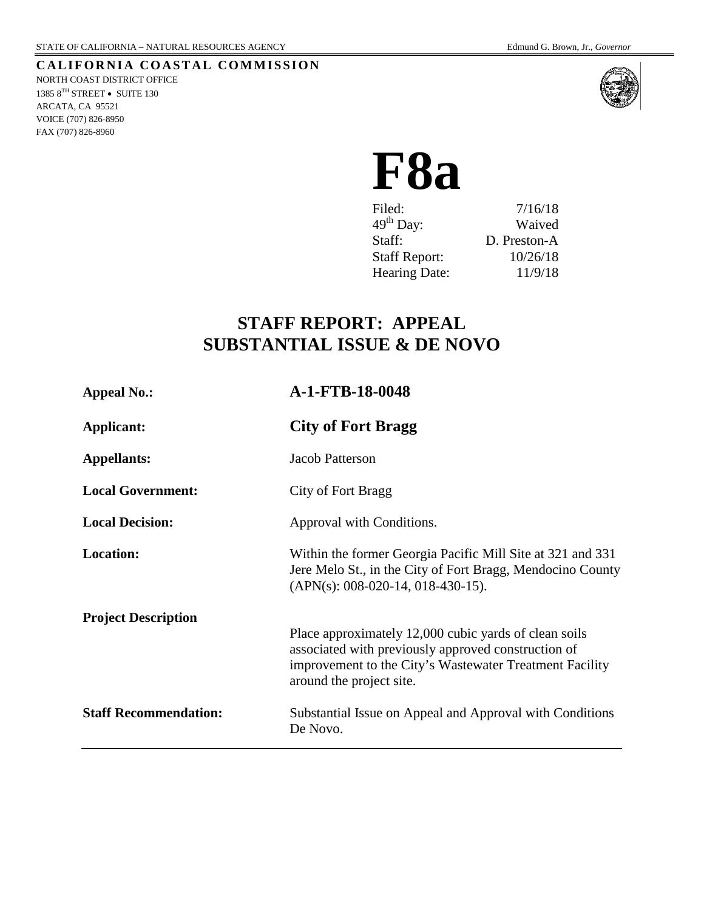STATE OF CALIFORNIA – NATURAL RESOURCES AGENCY Edmund G. Brown, Jr., *Governor*

**CALIFORNIA COASTAL COMMISSION**
NORTH COAST DISTRICT OFFICE
1385 8TH STREET • SUITE 130
ARCATA, CA 95521
VOICE (707) 826-8950
FAX (707) 826-8960

# F8a

| | |
|---|---|
| Filed: | 7/16/18 |
| 49th Day: | Waived |
| Staff: | D. Preston-A |
| Staff Report: | 10/26/18 |
| Hearing Date: | 11/9/18 |

## STAFF REPORT: APPEAL
## SUBSTANTIAL ISSUE & DE NOVO

| | |
|---|---|
| **Appeal No.:** | **A-1-FTB-18-0048** |
| **Applicant:** | **City of Fort Bragg** |
| **Appellants:** | Jacob Patterson |
| **Local Government:** | City of Fort Bragg |
| **Local Decision:** | Approval with Conditions. |
| **Location:** | Within the former Georgia Pacific Mill Site at 321 and 331 Jere Melo St., in the City of Fort Bragg, Mendocino County (APN(s): 008-020-14, 018-430-15). |
| **Project Description** | Place approximately 12,000 cubic yards of clean soils associated with previously approved construction of improvement to the City's Wastewater Treatment Facility around the project site. |
| **Staff Recommendation:** | Substantial Issue on Appeal and Approval with Conditions De Novo. |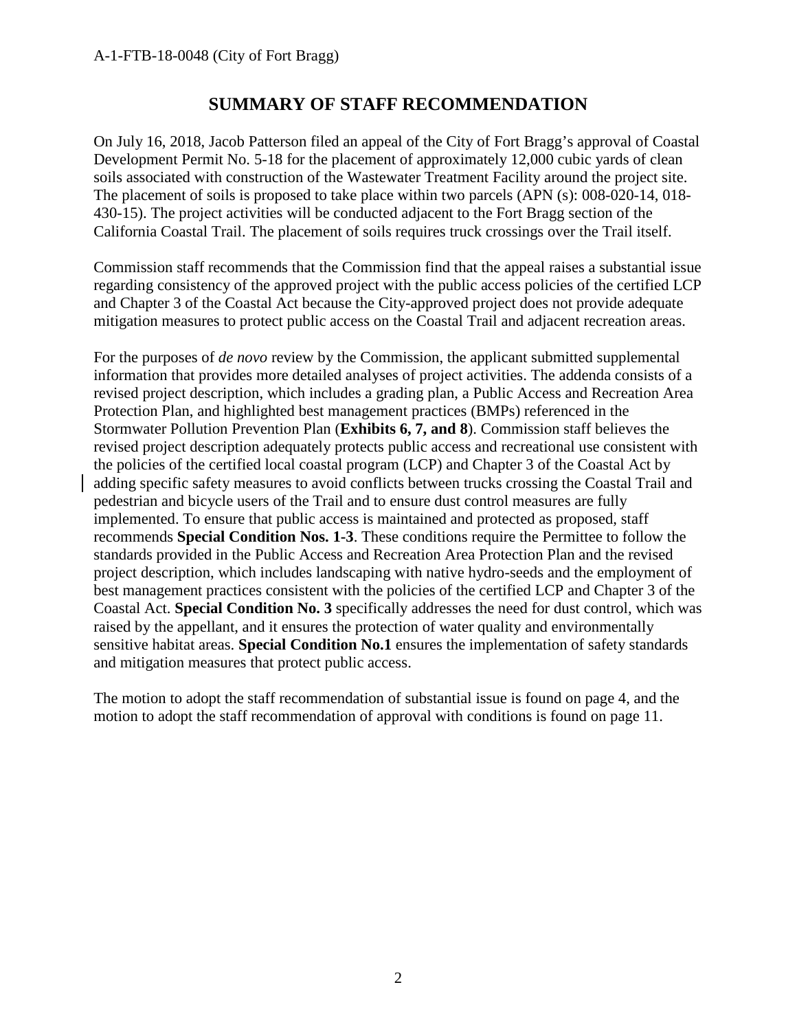# SUMMARY OF STAFF RECOMMENDATION

On July 16, 2018, Jacob Patterson filed an appeal of the City of Fort Bragg's approval of Coastal Development Permit No. 5-18 for the placement of approximately 12,000 cubic yards of clean soils associated with construction of the Wastewater Treatment Facility around the project site. The placement of soils is proposed to take place within two parcels (APN (s): 008-020-14, 018-430-15). The project activities will be conducted adjacent to the Fort Bragg section of the California Coastal Trail. The placement of soils requires truck crossings over the Trail itself.

Commission staff recommends that the Commission find that the appeal raises a substantial issue regarding consistency of the approved project with the public access policies of the certified LCP and Chapter 3 of the Coastal Act because the City-approved project does not provide adequate mitigation measures to protect public access on the Coastal Trail and adjacent recreation areas.

For the purposes of *de novo* review by the Commission, the applicant submitted supplemental information that provides more detailed analyses of project activities. The addenda consists of a revised project description, which includes a grading plan, a Public Access and Recreation Area Protection Plan, and highlighted best management practices (BMPs) referenced in the Stormwater Pollution Prevention Plan (**Exhibits 6, 7, and 8**). Commission staff believes the revised project description adequately protects public access and recreational use consistent with the policies of the certified local coastal program (LCP) and Chapter 3 of the Coastal Act by adding specific safety measures to avoid conflicts between trucks crossing the Coastal Trail and pedestrian and bicycle users of the Trail and to ensure dust control measures are fully implemented. To ensure that public access is maintained and protected as proposed, staff recommends **Special Condition Nos. 1-3**. These conditions require the Permittee to follow the standards provided in the Public Access and Recreation Area Protection Plan and the revised project description, which includes landscaping with native hydro-seeds and the employment of best management practices consistent with the policies of the certified LCP and Chapter 3 of the Coastal Act. **Special Condition No. 3** specifically addresses the need for dust control, which was raised by the appellant, and it ensures the protection of water quality and environmentally sensitive habitat areas. **Special Condition No.1** ensures the implementation of safety standards and mitigation measures that protect public access.

The motion to adopt the staff recommendation of substantial issue is found on page 4, and the motion to adopt the staff recommendation of approval with conditions is found on page 11.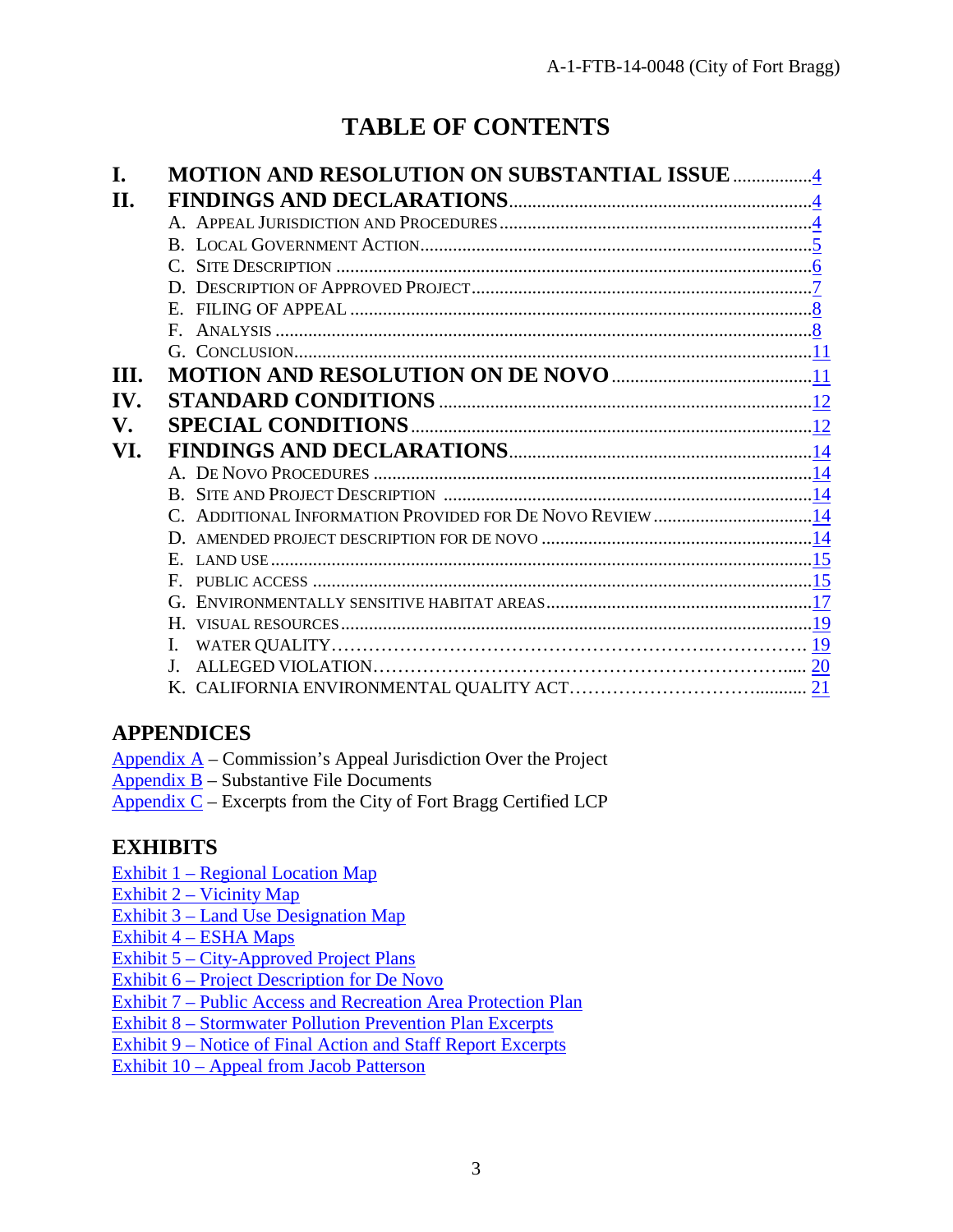# TABLE OF CONTENTS

**I. MOTION AND RESOLUTION ON SUBSTANTIAL ISSUE** ....... 4

**II. FINDINGS AND DECLARATIONS** ....... 4

- A. APPEAL JURISDICTION AND PROCEDURES ....... 4
- B. LOCAL GOVERNMENT ACTION ....... 5
- C. SITE DESCRIPTION ....... 6
- D. DESCRIPTION OF APPROVED PROJECT ....... 7
- E. FILING OF APPEAL ....... 8
- F. ANALYSIS ....... 8
- G. CONCLUSION ....... 11

**III. MOTION AND RESOLUTION ON DE NOVO** ....... 11

**IV. STANDARD CONDITIONS** ....... 12

**V. SPECIAL CONDITIONS** ....... 12

**VI. FINDINGS AND DECLARATIONS** ....... 14

- A. DE NOVO PROCEDURES ....... 14
- B. SITE AND PROJECT DESCRIPTION ....... 14
- C. ADDITIONAL INFORMATION PROVIDED FOR DE NOVO REVIEW ....... 14
- D. AMENDED PROJECT DESCRIPTION FOR DE NOVO ....... 14
- E. LAND USE ....... 15
- F. PUBLIC ACCESS ....... 15
- G. ENVIRONMENTALLY SENSITIVE HABITAT AREAS ....... 17
- H. VISUAL RESOURCES ....... 19
- I. WATER QUALITY ....... 19
- J. ALLEGED VIOLATION ....... 20
- K. CALIFORNIA ENVIRONMENTAL QUALITY ACT ....... 21

## APPENDICES

Appendix A – Commission's Appeal Jurisdiction Over the Project
Appendix B – Substantive File Documents
Appendix C – Excerpts from the City of Fort Bragg Certified LCP

## EXHIBITS

Exhibit 1 – Regional Location Map
Exhibit 2 – Vicinity Map
Exhibit 3 – Land Use Designation Map
Exhibit 4 – ESHA Maps
Exhibit 5 – City-Approved Project Plans
Exhibit 6 – Project Description for De Novo
Exhibit 7 – Public Access and Recreation Area Protection Plan
Exhibit 8 – Stormwater Pollution Prevention Plan Excerpts
Exhibit 9 – Notice of Final Action and Staff Report Excerpts
Exhibit 10 – Appeal from Jacob Patterson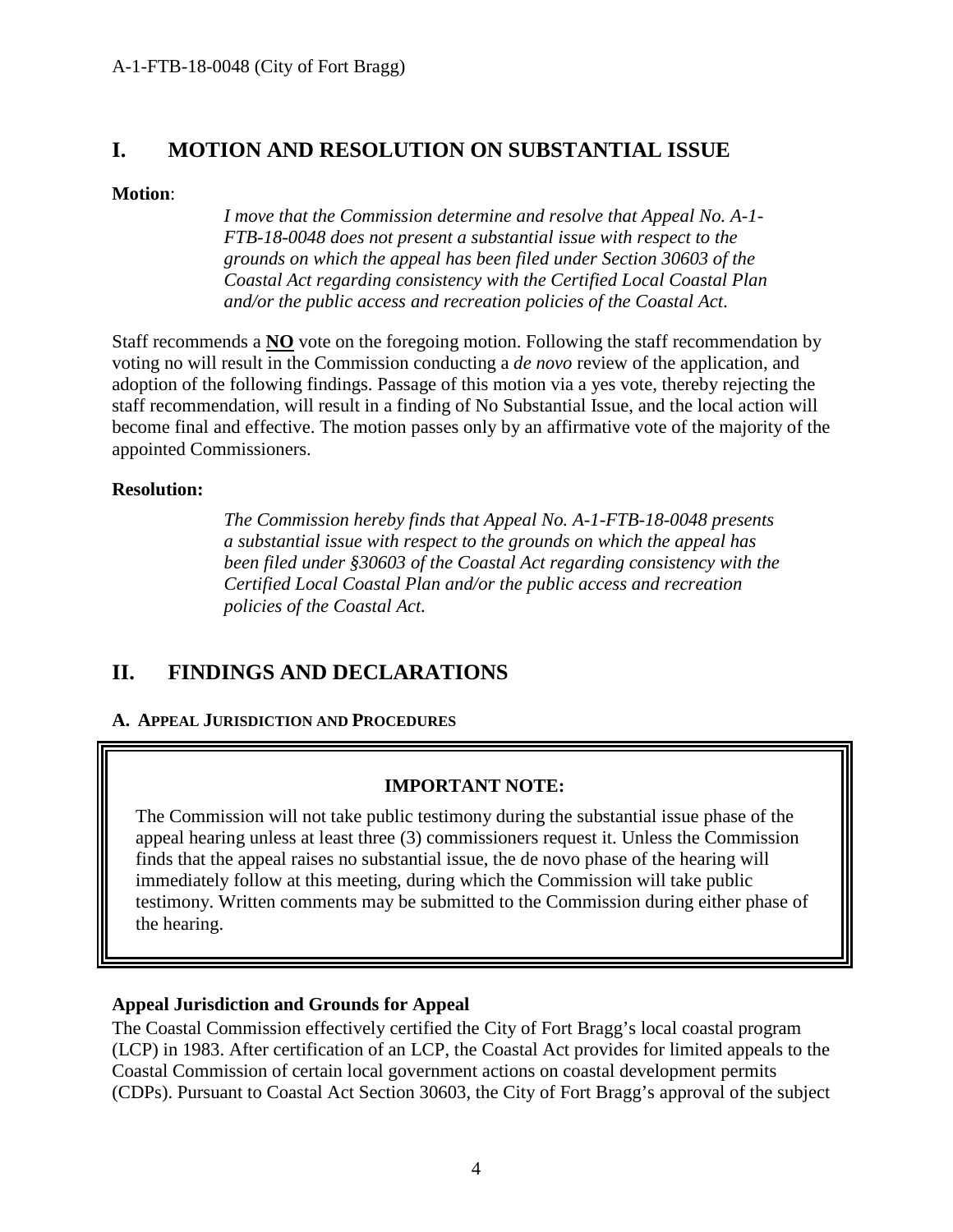# I. MOTION AND RESOLUTION ON SUBSTANTIAL ISSUE

**Motion**:

> *I move that the Commission determine and resolve that Appeal No. A-1-FTB-18-0048 does not present a substantial issue with respect to the grounds on which the appeal has been filed under Section 30603 of the Coastal Act regarding consistency with the Certified Local Coastal Plan and/or the public access and recreation policies of the Coastal Act.*

Staff recommends a **NO** vote on the foregoing motion. Following the staff recommendation by voting no will result in the Commission conducting a *de novo* review of the application, and adoption of the following findings. Passage of this motion via a yes vote, thereby rejecting the staff recommendation, will result in a finding of No Substantial Issue, and the local action will become final and effective. The motion passes only by an affirmative vote of the majority of the appointed Commissioners.

**Resolution:**

> *The Commission hereby finds that Appeal No. A-1-FTB-18-0048 presents a substantial issue with respect to the grounds on which the appeal has been filed under §30603 of the Coastal Act regarding consistency with the Certified Local Coastal Plan and/or the public access and recreation policies of the Coastal Act.*

# II. FINDINGS AND DECLARATIONS

### A. APPEAL JURISDICTION AND PROCEDURES

**IMPORTANT NOTE:**

The Commission will not take public testimony during the substantial issue phase of the appeal hearing unless at least three (3) commissioners request it. Unless the Commission finds that the appeal raises no substantial issue, the de novo phase of the hearing will immediately follow at this meeting, during which the Commission will take public testimony. Written comments may be submitted to the Commission during either phase of the hearing.

**Appeal Jurisdiction and Grounds for Appeal**

The Coastal Commission effectively certified the City of Fort Bragg's local coastal program (LCP) in 1983. After certification of an LCP, the Coastal Act provides for limited appeals to the Coastal Commission of certain local government actions on coastal development permits (CDPs). Pursuant to Coastal Act Section 30603, the City of Fort Bragg's approval of the subject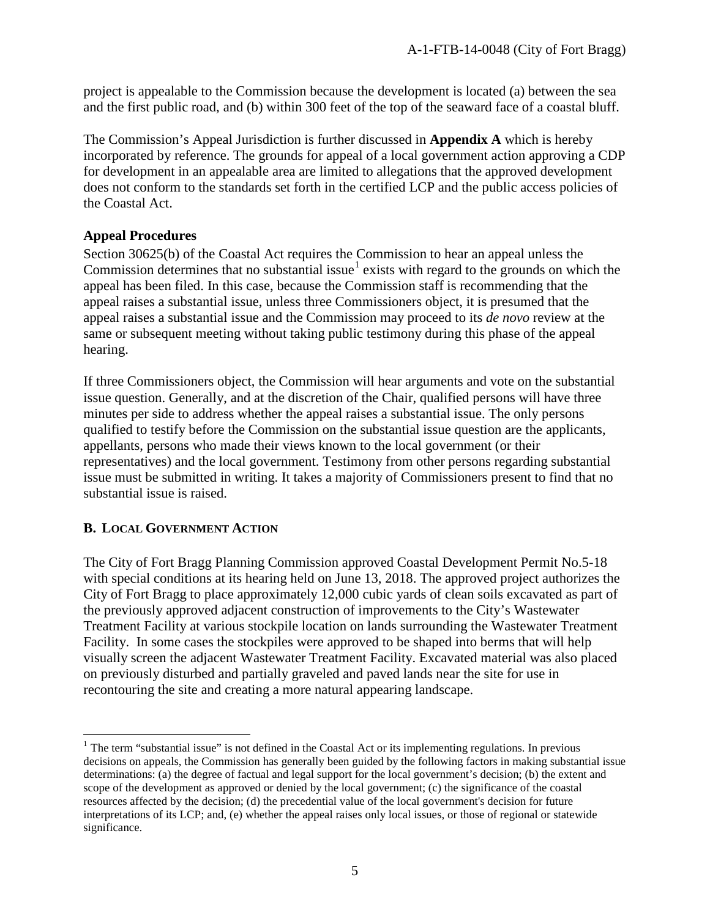project is appealable to the Commission because the development is located (a) between the sea and the first public road, and (b) within 300 feet of the top of the seaward face of a coastal bluff.

The Commission's Appeal Jurisdiction is further discussed in **Appendix A** which is hereby incorporated by reference. The grounds for appeal of a local government action approving a CDP for development in an appealable area are limited to allegations that the approved development does not conform to the standards set forth in the certified LCP and the public access policies of the Coastal Act.

**Appeal Procedures**

Section 30625(b) of the Coastal Act requires the Commission to hear an appeal unless the Commission determines that no substantial issue[1] exists with regard to the grounds on which the appeal has been filed. In this case, because the Commission staff is recommending that the appeal raises a substantial issue, unless three Commissioners object, it is presumed that the appeal raises a substantial issue and the Commission may proceed to its *de novo* review at the same or subsequent meeting without taking public testimony during this phase of the appeal hearing.

If three Commissioners object, the Commission will hear arguments and vote on the substantial issue question. Generally, and at the discretion of the Chair, qualified persons will have three minutes per side to address whether the appeal raises a substantial issue. The only persons qualified to testify before the Commission on the substantial issue question are the applicants, appellants, persons who made their views known to the local government (or their representatives) and the local government. Testimony from other persons regarding substantial issue must be submitted in writing. It takes a majority of Commissioners present to find that no substantial issue is raised.

## B. LOCAL GOVERNMENT ACTION

The City of Fort Bragg Planning Commission approved Coastal Development Permit No.5-18 with special conditions at its hearing held on June 13, 2018. The approved project authorizes the City of Fort Bragg to place approximately 12,000 cubic yards of clean soils excavated as part of the previously approved adjacent construction of improvements to the City's Wastewater Treatment Facility at various stockpile location on lands surrounding the Wastewater Treatment Facility. In some cases the stockpiles were approved to be shaped into berms that will help visually screen the adjacent Wastewater Treatment Facility. Excavated material was also placed on previously disturbed and partially graveled and paved lands near the site for use in recontouring the site and creating a more natural appearing landscape.

[1] The term "substantial issue" is not defined in the Coastal Act or its implementing regulations. In previous decisions on appeals, the Commission has generally been guided by the following factors in making substantial issue determinations: (a) the degree of factual and legal support for the local government's decision; (b) the extent and scope of the development as approved or denied by the local government; (c) the significance of the coastal resources affected by the decision; (d) the precedential value of the local government's decision for future interpretations of its LCP; and, (e) whether the appeal raises only local issues, or those of regional or statewide significance.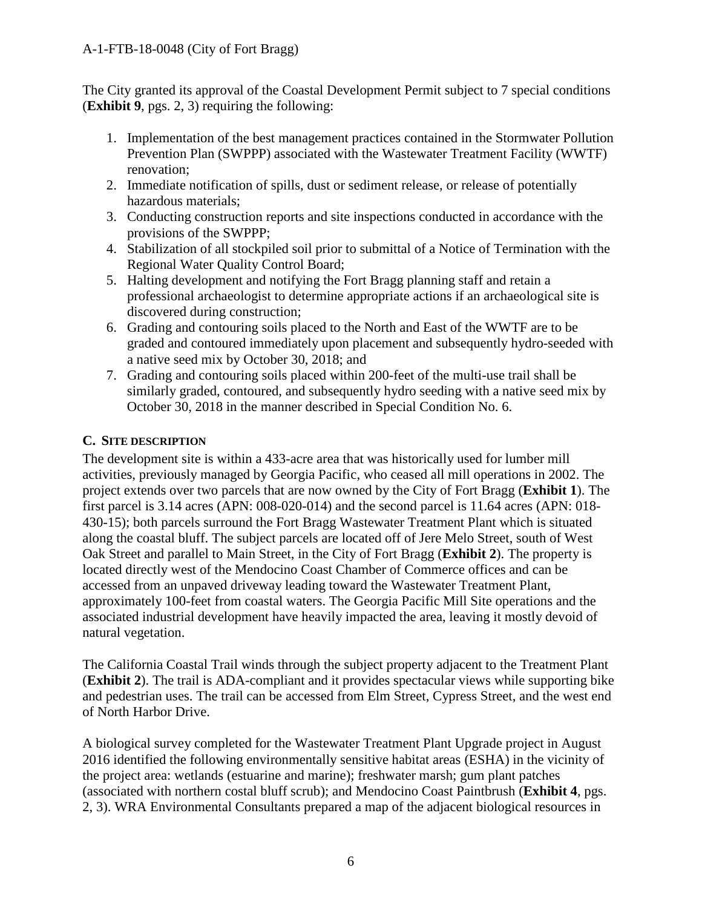The City granted its approval of the Coastal Development Permit subject to 7 special conditions (**Exhibit 9**, pgs. 2, 3) requiring the following:

1. Implementation of the best management practices contained in the Stormwater Pollution Prevention Plan (SWPPP) associated with the Wastewater Treatment Facility (WWTF) renovation;
2. Immediate notification of spills, dust or sediment release, or release of potentially hazardous materials;
3. Conducting construction reports and site inspections conducted in accordance with the provisions of the SWPPP;
4. Stabilization of all stockpiled soil prior to submittal of a Notice of Termination with the Regional Water Quality Control Board;
5. Halting development and notifying the Fort Bragg planning staff and retain a professional archaeologist to determine appropriate actions if an archaeological site is discovered during construction;
6. Grading and contouring soils placed to the North and East of the WWTF are to be graded and contoured immediately upon placement and subsequently hydro-seeded with a native seed mix by October 30, 2018; and
7. Grading and contouring soils placed within 200-feet of the multi-use trail shall be similarly graded, contoured, and subsequently hydro seeding with a native seed mix by October 30, 2018 in the manner described in Special Condition No. 6.

### C. Site Description

The development site is within a 433-acre area that was historically used for lumber mill activities, previously managed by Georgia Pacific, who ceased all mill operations in 2002. The project extends over two parcels that are now owned by the City of Fort Bragg (**Exhibit 1**). The first parcel is 3.14 acres (APN: 008-020-014) and the second parcel is 11.64 acres (APN: 018-430-15); both parcels surround the Fort Bragg Wastewater Treatment Plant which is situated along the coastal bluff. The subject parcels are located off of Jere Melo Street, south of West Oak Street and parallel to Main Street, in the City of Fort Bragg (**Exhibit 2**). The property is located directly west of the Mendocino Coast Chamber of Commerce offices and can be accessed from an unpaved driveway leading toward the Wastewater Treatment Plant, approximately 100-feet from coastal waters. The Georgia Pacific Mill Site operations and the associated industrial development have heavily impacted the area, leaving it mostly devoid of natural vegetation.

The California Coastal Trail winds through the subject property adjacent to the Treatment Plant (**Exhibit 2**). The trail is ADA-compliant and it provides spectacular views while supporting bike and pedestrian uses. The trail can be accessed from Elm Street, Cypress Street, and the west end of North Harbor Drive.

A biological survey completed for the Wastewater Treatment Plant Upgrade project in August 2016 identified the following environmentally sensitive habitat areas (ESHA) in the vicinity of the project area: wetlands (estuarine and marine); freshwater marsh; gum plant patches (associated with northern costal bluff scrub); and Mendocino Coast Paintbrush (**Exhibit 4**, pgs. 2, 3). WRA Environmental Consultants prepared a map of the adjacent biological resources in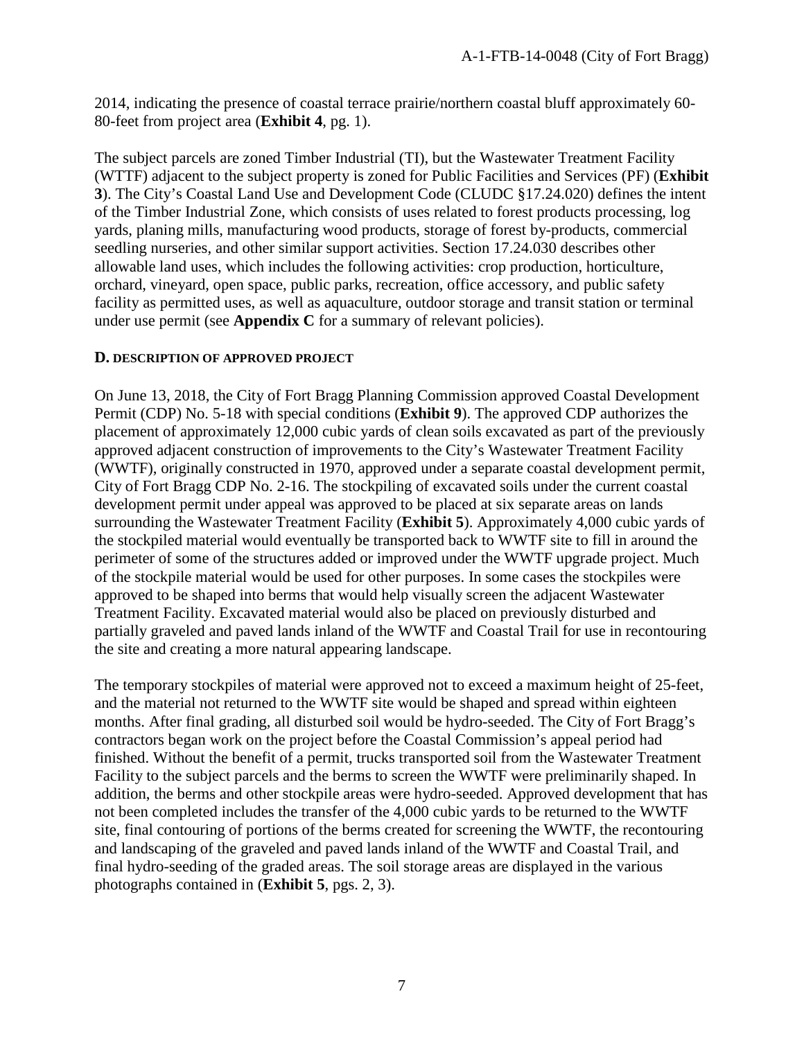2014, indicating the presence of coastal terrace prairie/northern coastal bluff approximately 60-80-feet from project area (**Exhibit 4**, pg. 1).

The subject parcels are zoned Timber Industrial (TI), but the Wastewater Treatment Facility (WTTF) adjacent to the subject property is zoned for Public Facilities and Services (PF) (**Exhibit 3**). The City's Coastal Land Use and Development Code (CLUDC §17.24.020) defines the intent of the Timber Industrial Zone, which consists of uses related to forest products processing, log yards, planing mills, manufacturing wood products, storage of forest by-products, commercial seedling nurseries, and other similar support activities. Section 17.24.030 describes other allowable land uses, which includes the following activities: crop production, horticulture, orchard, vineyard, open space, public parks, recreation, office accessory, and public safety facility as permitted uses, as well as aquaculture, outdoor storage and transit station or terminal under use permit (see **Appendix C** for a summary of relevant policies).

### D. DESCRIPTION OF APPROVED PROJECT

On June 13, 2018, the City of Fort Bragg Planning Commission approved Coastal Development Permit (CDP) No. 5-18 with special conditions (**Exhibit 9**). The approved CDP authorizes the placement of approximately 12,000 cubic yards of clean soils excavated as part of the previously approved adjacent construction of improvements to the City's Wastewater Treatment Facility (WWTF), originally constructed in 1970, approved under a separate coastal development permit, City of Fort Bragg CDP No. 2-16. The stockpiling of excavated soils under the current coastal development permit under appeal was approved to be placed at six separate areas on lands surrounding the Wastewater Treatment Facility (**Exhibit 5**). Approximately 4,000 cubic yards of the stockpiled material would eventually be transported back to WWTF site to fill in around the perimeter of some of the structures added or improved under the WWTF upgrade project. Much of the stockpile material would be used for other purposes. In some cases the stockpiles were approved to be shaped into berms that would help visually screen the adjacent Wastewater Treatment Facility. Excavated material would also be placed on previously disturbed and partially graveled and paved lands inland of the WWTF and Coastal Trail for use in recontouring the site and creating a more natural appearing landscape.

The temporary stockpiles of material were approved not to exceed a maximum height of 25-feet, and the material not returned to the WWTF site would be shaped and spread within eighteen months. After final grading, all disturbed soil would be hydro-seeded. The City of Fort Bragg's contractors began work on the project before the Coastal Commission's appeal period had finished. Without the benefit of a permit, trucks transported soil from the Wastewater Treatment Facility to the subject parcels and the berms to screen the WWTF were preliminarily shaped. In addition, the berms and other stockpile areas were hydro-seeded. Approved development that has not been completed includes the transfer of the 4,000 cubic yards to be returned to the WWTF site, final contouring of portions of the berms created for screening the WWTF, the recontouring and landscaping of the graveled and paved lands inland of the WWTF and Coastal Trail, and final hydro-seeding of the graded areas. The soil storage areas are displayed in the various photographs contained in (**Exhibit 5**, pgs. 2, 3).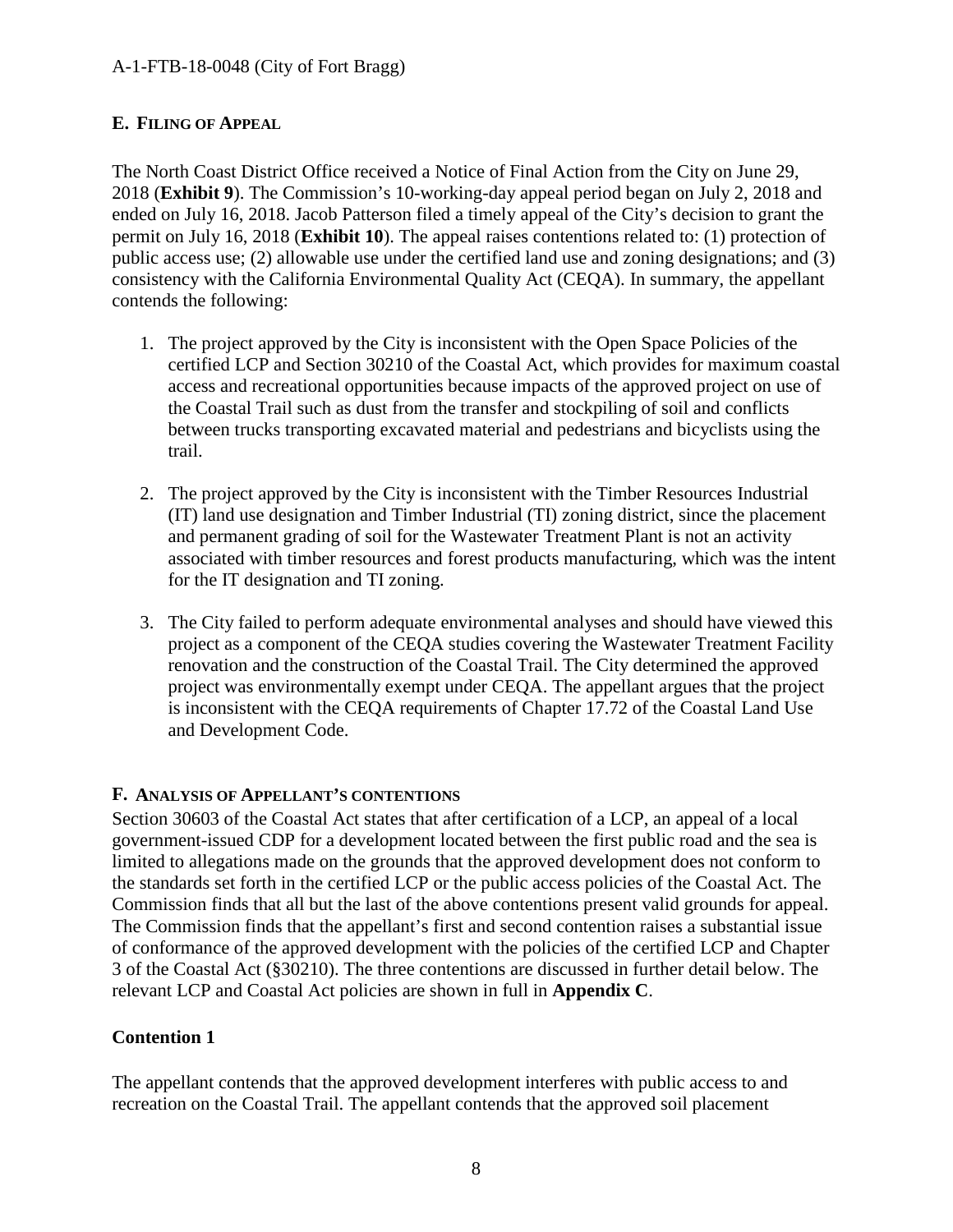## E. Filing of Appeal

The North Coast District Office received a Notice of Final Action from the City on June 29, 2018 (**Exhibit 9**). The Commission's 10-working-day appeal period began on July 2, 2018 and ended on July 16, 2018. Jacob Patterson filed a timely appeal of the City's decision to grant the permit on July 16, 2018 (**Exhibit 10**). The appeal raises contentions related to: (1) protection of public access use; (2) allowable use under the certified land use and zoning designations; and (3) consistency with the California Environmental Quality Act (CEQA). In summary, the appellant contends the following:

1. The project approved by the City is inconsistent with the Open Space Policies of the certified LCP and Section 30210 of the Coastal Act, which provides for maximum coastal access and recreational opportunities because impacts of the approved project on use of the Coastal Trail such as dust from the transfer and stockpiling of soil and conflicts between trucks transporting excavated material and pedestrians and bicyclists using the trail.

2. The project approved by the City is inconsistent with the Timber Resources Industrial (IT) land use designation and Timber Industrial (TI) zoning district, since the placement and permanent grading of soil for the Wastewater Treatment Plant is not an activity associated with timber resources and forest products manufacturing, which was the intent for the IT designation and TI zoning.

3. The City failed to perform adequate environmental analyses and should have viewed this project as a component of the CEQA studies covering the Wastewater Treatment Facility renovation and the construction of the Coastal Trail. The City determined the approved project was environmentally exempt under CEQA. The appellant argues that the project is inconsistent with the CEQA requirements of Chapter 17.72 of the Coastal Land Use and Development Code.

## F. Analysis of Appellant's contentions

Section 30603 of the Coastal Act states that after certification of a LCP, an appeal of a local government-issued CDP for a development located between the first public road and the sea is limited to allegations made on the grounds that the approved development does not conform to the standards set forth in the certified LCP or the public access policies of the Coastal Act. The Commission finds that all but the last of the above contentions present valid grounds for appeal. The Commission finds that the appellant's first and second contention raises a substantial issue of conformance of the approved development with the policies of the certified LCP and Chapter 3 of the Coastal Act (§30210). The three contentions are discussed in further detail below. The relevant LCP and Coastal Act policies are shown in full in **Appendix C**.

### Contention 1

The appellant contends that the approved development interferes with public access to and recreation on the Coastal Trail. The appellant contends that the approved soil placement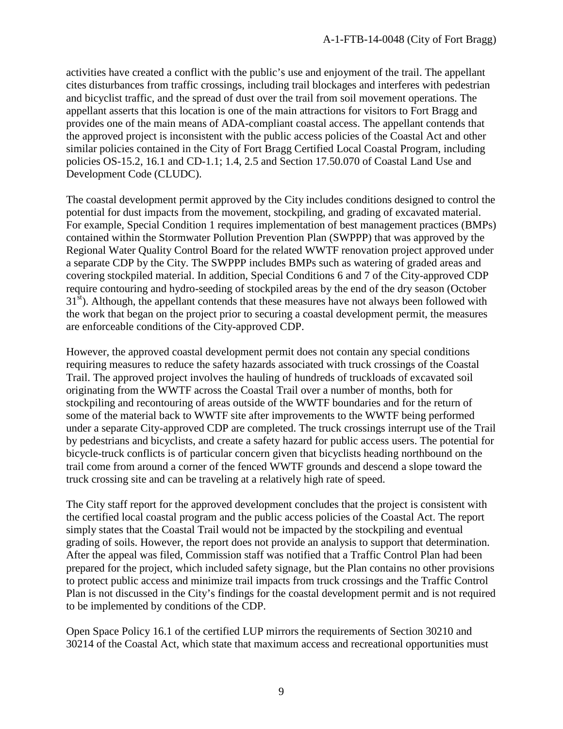activities have created a conflict with the public's use and enjoyment of the trail. The appellant cites disturbances from traffic crossings, including trail blockages and interferes with pedestrian and bicyclist traffic, and the spread of dust over the trail from soil movement operations. The appellant asserts that this location is one of the main attractions for visitors to Fort Bragg and provides one of the main means of ADA-compliant coastal access. The appellant contends that the approved project is inconsistent with the public access policies of the Coastal Act and other similar policies contained in the City of Fort Bragg Certified Local Coastal Program, including policies OS-15.2, 16.1 and CD-1.1; 1.4, 2.5 and Section 17.50.070 of Coastal Land Use and Development Code (CLUDC).

The coastal development permit approved by the City includes conditions designed to control the potential for dust impacts from the movement, stockpiling, and grading of excavated material. For example, Special Condition 1 requires implementation of best management practices (BMPs) contained within the Stormwater Pollution Prevention Plan (SWPPP) that was approved by the Regional Water Quality Control Board for the related WWTF renovation project approved under a separate CDP by the City. The SWPPP includes BMPs such as watering of graded areas and covering stockpiled material. In addition, Special Conditions 6 and 7 of the City-approved CDP require contouring and hydro-seeding of stockpiled areas by the end of the dry season (October 31st). Although, the appellant contends that these measures have not always been followed with the work that began on the project prior to securing a coastal development permit, the measures are enforceable conditions of the City-approved CDP.

However, the approved coastal development permit does not contain any special conditions requiring measures to reduce the safety hazards associated with truck crossings of the Coastal Trail. The approved project involves the hauling of hundreds of truckloads of excavated soil originating from the WWTF across the Coastal Trail over a number of months, both for stockpiling and recontouring of areas outside of the WWTF boundaries and for the return of some of the material back to WWTF site after improvements to the WWTF being performed under a separate City-approved CDP are completed. The truck crossings interrupt use of the Trail by pedestrians and bicyclists, and create a safety hazard for public access users. The potential for bicycle-truck conflicts is of particular concern given that bicyclists heading northbound on the trail come from around a corner of the fenced WWTF grounds and descend a slope toward the truck crossing site and can be traveling at a relatively high rate of speed.

The City staff report for the approved development concludes that the project is consistent with the certified local coastal program and the public access policies of the Coastal Act. The report simply states that the Coastal Trail would not be impacted by the stockpiling and eventual grading of soils. However, the report does not provide an analysis to support that determination. After the appeal was filed, Commission staff was notified that a Traffic Control Plan had been prepared for the project, which included safety signage, but the Plan contains no other provisions to protect public access and minimize trail impacts from truck crossings and the Traffic Control Plan is not discussed in the City's findings for the coastal development permit and is not required to be implemented by conditions of the CDP.

Open Space Policy 16.1 of the certified LUP mirrors the requirements of Section 30210 and 30214 of the Coastal Act, which state that maximum access and recreational opportunities must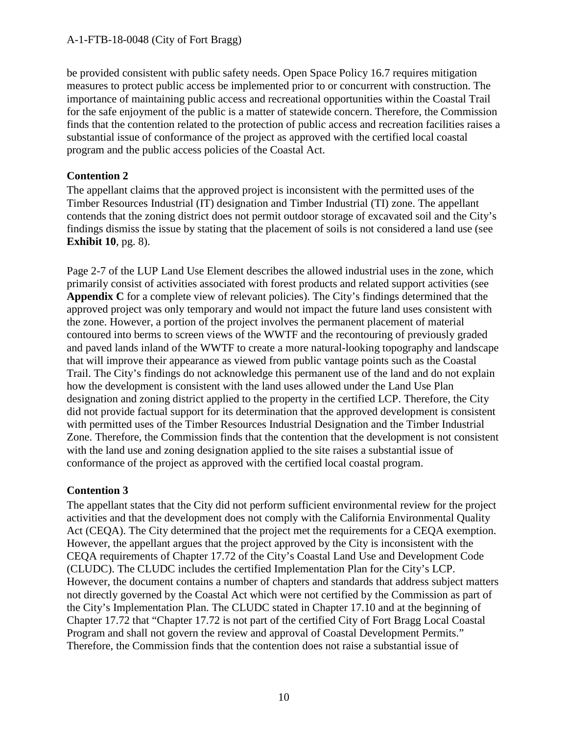be provided consistent with public safety needs. Open Space Policy 16.7 requires mitigation measures to protect public access be implemented prior to or concurrent with construction. The importance of maintaining public access and recreational opportunities within the Coastal Trail for the safe enjoyment of the public is a matter of statewide concern. Therefore, the Commission finds that the contention related to the protection of public access and recreation facilities raises a substantial issue of conformance of the project as approved with the certified local coastal program and the public access policies of the Coastal Act.

**Contention 2**

The appellant claims that the approved project is inconsistent with the permitted uses of the Timber Resources Industrial (IT) designation and Timber Industrial (TI) zone. The appellant contends that the zoning district does not permit outdoor storage of excavated soil and the City's findings dismiss the issue by stating that the placement of soils is not considered a land use (see **Exhibit 10**, pg. 8).

Page 2-7 of the LUP Land Use Element describes the allowed industrial uses in the zone, which primarily consist of activities associated with forest products and related support activities (see **Appendix C** for a complete view of relevant policies). The City's findings determined that the approved project was only temporary and would not impact the future land uses consistent with the zone. However, a portion of the project involves the permanent placement of material contoured into berms to screen views of the WWTF and the recontouring of previously graded and paved lands inland of the WWTF to create a more natural-looking topography and landscape that will improve their appearance as viewed from public vantage points such as the Coastal Trail. The City's findings do not acknowledge this permanent use of the land and do not explain how the development is consistent with the land uses allowed under the Land Use Plan designation and zoning district applied to the property in the certified LCP. Therefore, the City did not provide factual support for its determination that the approved development is consistent with permitted uses of the Timber Resources Industrial Designation and the Timber Industrial Zone. Therefore, the Commission finds that the contention that the development is not consistent with the land use and zoning designation applied to the site raises a substantial issue of conformance of the project as approved with the certified local coastal program.

**Contention 3**

The appellant states that the City did not perform sufficient environmental review for the project activities and that the development does not comply with the California Environmental Quality Act (CEQA). The City determined that the project met the requirements for a CEQA exemption. However, the appellant argues that the project approved by the City is inconsistent with the CEQA requirements of Chapter 17.72 of the City's Coastal Land Use and Development Code (CLUDC). The CLUDC includes the certified Implementation Plan for the City's LCP. However, the document contains a number of chapters and standards that address subject matters not directly governed by the Coastal Act which were not certified by the Commission as part of the City's Implementation Plan. The CLUDC stated in Chapter 17.10 and at the beginning of Chapter 17.72 that "Chapter 17.72 is not part of the certified City of Fort Bragg Local Coastal Program and shall not govern the review and approval of Coastal Development Permits." Therefore, the Commission finds that the contention does not raise a substantial issue of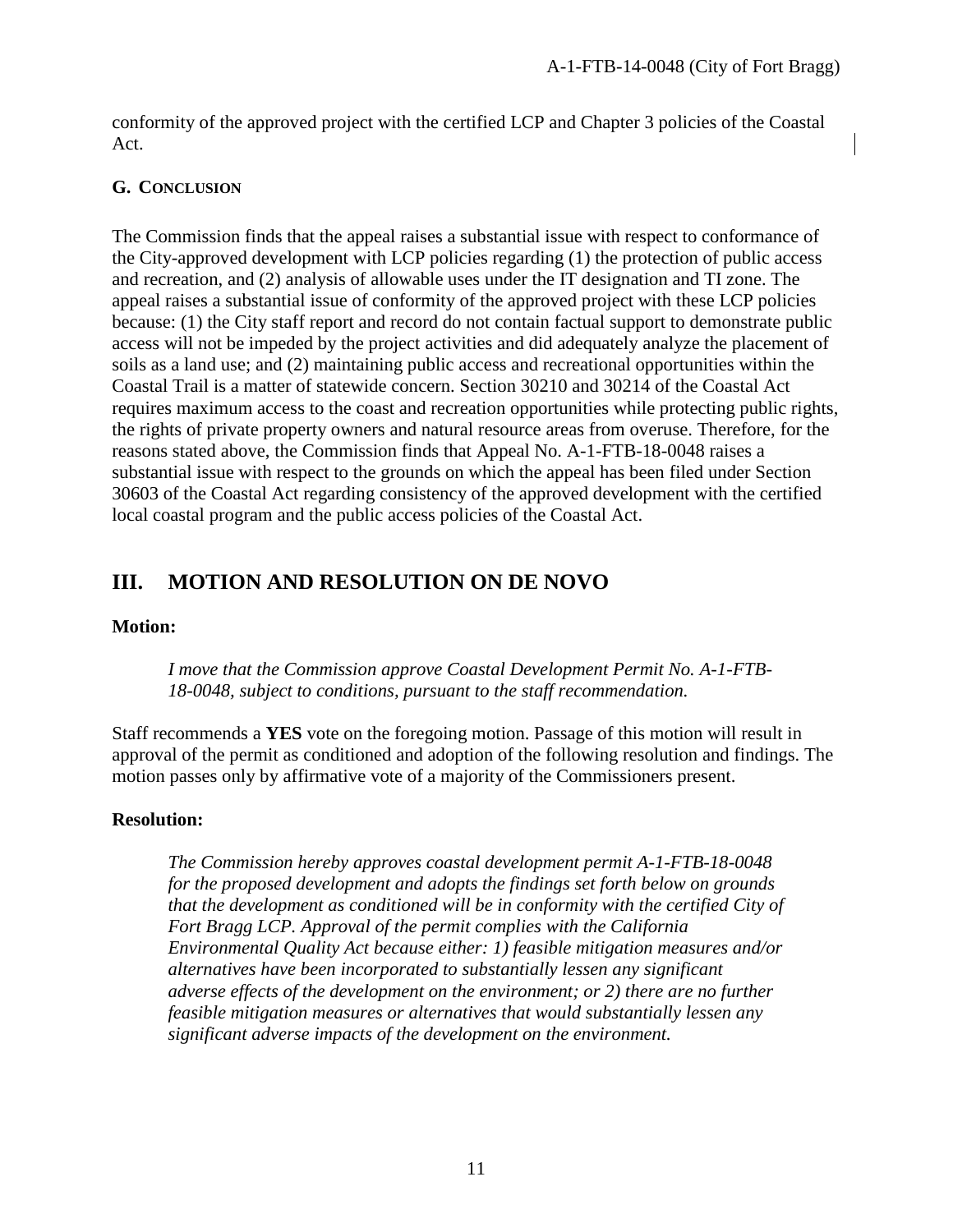conformity of the approved project with the certified LCP and Chapter 3 policies of the Coastal Act.

### G. CONCLUSION

The Commission finds that the appeal raises a substantial issue with respect to conformance of the City-approved development with LCP policies regarding (1) the protection of public access and recreation, and (2) analysis of allowable uses under the IT designation and TI zone. The appeal raises a substantial issue of conformity of the approved project with these LCP policies because: (1) the City staff report and record do not contain factual support to demonstrate public access will not be impeded by the project activities and did adequately analyze the placement of soils as a land use; and (2) maintaining public access and recreational opportunities within the Coastal Trail is a matter of statewide concern. Section 30210 and 30214 of the Coastal Act requires maximum access to the coast and recreation opportunities while protecting public rights, the rights of private property owners and natural resource areas from overuse. Therefore, for the reasons stated above, the Commission finds that Appeal No. A-1-FTB-18-0048 raises a substantial issue with respect to the grounds on which the appeal has been filed under Section 30603 of the Coastal Act regarding consistency of the approved development with the certified local coastal program and the public access policies of the Coastal Act.

## III. MOTION AND RESOLUTION ON DE NOVO

**Motion:**

*I move that the Commission approve Coastal Development Permit No. A-1-FTB-18-0048, subject to conditions, pursuant to the staff recommendation.*

Staff recommends a **YES** vote on the foregoing motion. Passage of this motion will result in approval of the permit as conditioned and adoption of the following resolution and findings. The motion passes only by affirmative vote of a majority of the Commissioners present.

**Resolution:**

*The Commission hereby approves coastal development permit A-1-FTB-18-0048 for the proposed development and adopts the findings set forth below on grounds that the development as conditioned will be in conformity with the certified City of Fort Bragg LCP. Approval of the permit complies with the California Environmental Quality Act because either: 1) feasible mitigation measures and/or alternatives have been incorporated to substantially lessen any significant adverse effects of the development on the environment; or 2) there are no further feasible mitigation measures or alternatives that would substantially lessen any significant adverse impacts of the development on the environment.*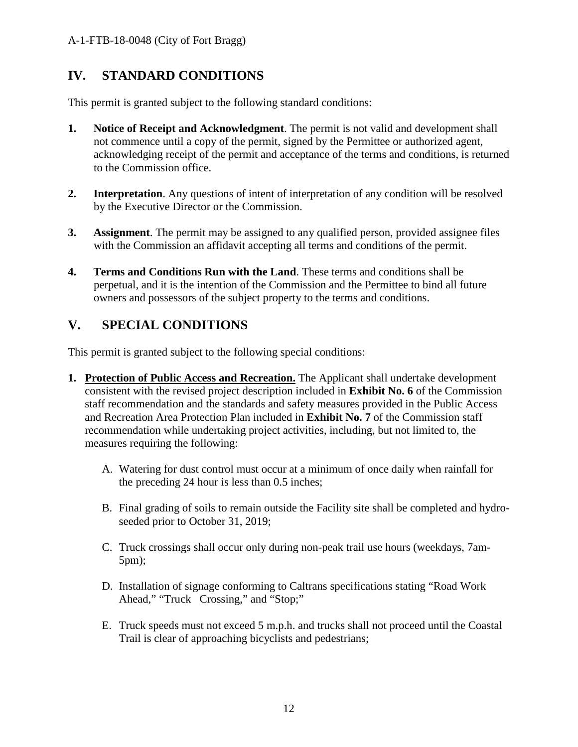## IV. STANDARD CONDITIONS

This permit is granted subject to the following standard conditions:

1. **Notice of Receipt and Acknowledgment**. The permit is not valid and development shall not commence until a copy of the permit, signed by the Permittee or authorized agent, acknowledging receipt of the permit and acceptance of the terms and conditions, is returned to the Commission office.

2. **Interpretation**. Any questions of intent of interpretation of any condition will be resolved by the Executive Director or the Commission.

3. **Assignment**. The permit may be assigned to any qualified person, provided assignee files with the Commission an affidavit accepting all terms and conditions of the permit.

4. **Terms and Conditions Run with the Land**. These terms and conditions shall be perpetual, and it is the intention of the Commission and the Permittee to bind all future owners and possessors of the subject property to the terms and conditions.

## V. SPECIAL CONDITIONS

This permit is granted subject to the following special conditions:

1. **Protection of Public Access and Recreation.** The Applicant shall undertake development consistent with the revised project description included in **Exhibit No. 6** of the Commission staff recommendation and the standards and safety measures provided in the Public Access and Recreation Area Protection Plan included in **Exhibit No. 7** of the Commission staff recommendation while undertaking project activities, including, but not limited to, the measures requiring the following:

   A. Watering for dust control must occur at a minimum of once daily when rainfall for the preceding 24 hour is less than 0.5 inches;

   B. Final grading of soils to remain outside the Facility site shall be completed and hydro-seeded prior to October 31, 2019;

   C. Truck crossings shall occur only during non-peak trail use hours (weekdays, 7am-5pm);

   D. Installation of signage conforming to Caltrans specifications stating "Road Work Ahead," "Truck Crossing," and "Stop;"

   E. Truck speeds must not exceed 5 m.p.h. and trucks shall not proceed until the Coastal Trail is clear of approaching bicyclists and pedestrians;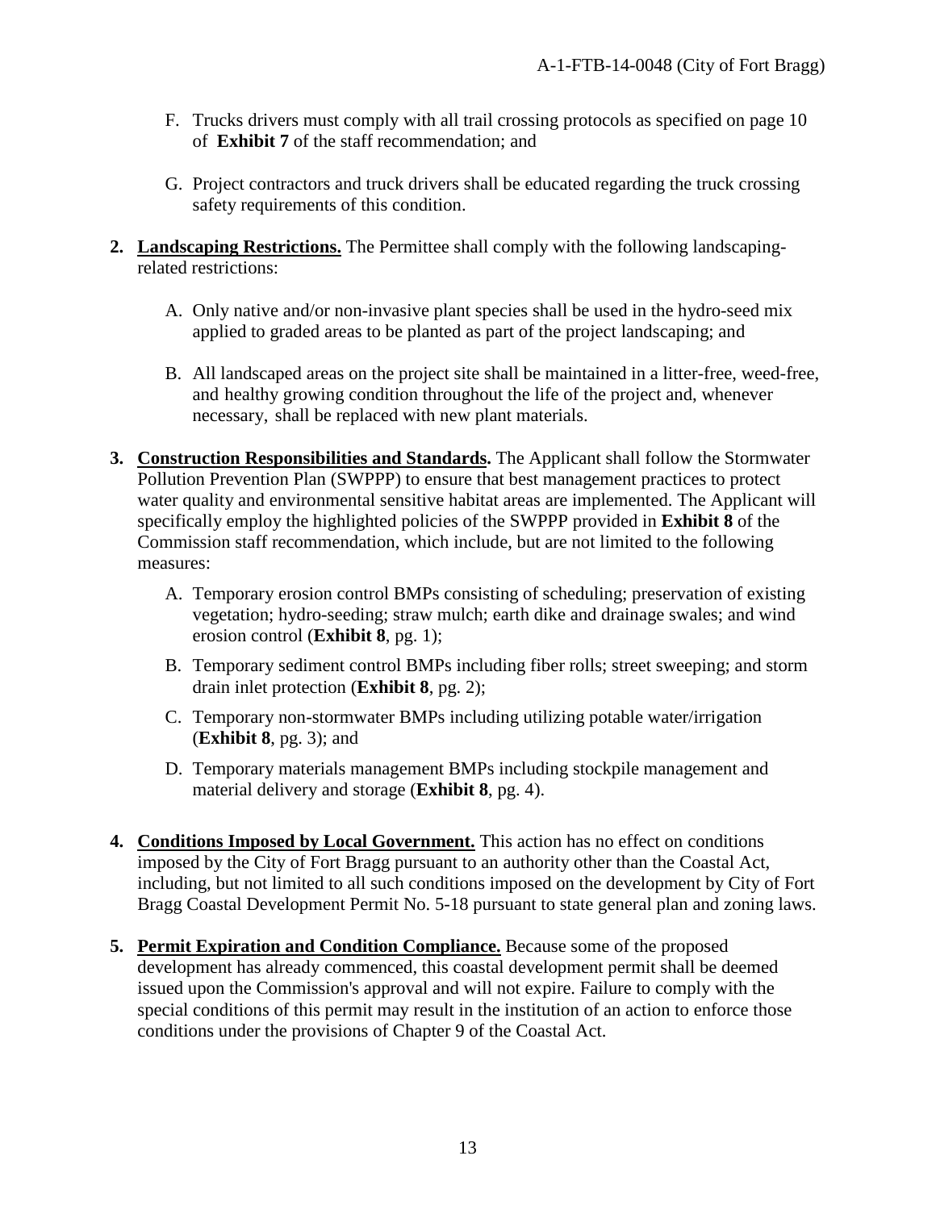F. Trucks drivers must comply with all trail crossing protocols as specified on page 10 of **Exhibit 7** of the staff recommendation; and

G. Project contractors and truck drivers shall be educated regarding the truck crossing safety requirements of this condition.

**2. <u>Landscaping Restrictions.</u>** The Permittee shall comply with the following landscaping-related restrictions:

A. Only native and/or non-invasive plant species shall be used in the hydro-seed mix applied to graded areas to be planted as part of the project landscaping; and

B. All landscaped areas on the project site shall be maintained in a litter-free, weed-free, and healthy growing condition throughout the life of the project and, whenever necessary, shall be replaced with new plant materials.

**3. <u>Construction Responsibilities and Standards</u>.** The Applicant shall follow the Stormwater Pollution Prevention Plan (SWPPP) to ensure that best management practices to protect water quality and environmental sensitive habitat areas are implemented. The Applicant will specifically employ the highlighted policies of the SWPPP provided in **Exhibit 8** of the Commission staff recommendation, which include, but are not limited to the following measures:

A. Temporary erosion control BMPs consisting of scheduling; preservation of existing vegetation; hydro-seeding; straw mulch; earth dike and drainage swales; and wind erosion control (**Exhibit 8**, pg. 1);

B. Temporary sediment control BMPs including fiber rolls; street sweeping; and storm drain inlet protection (**Exhibit 8**, pg. 2);

C. Temporary non-stormwater BMPs including utilizing potable water/irrigation (**Exhibit 8**, pg. 3); and

D. Temporary materials management BMPs including stockpile management and material delivery and storage (**Exhibit 8**, pg. 4).

**4. <u>Conditions Imposed by Local Government.</u>** This action has no effect on conditions imposed by the City of Fort Bragg pursuant to an authority other than the Coastal Act, including, but not limited to all such conditions imposed on the development by City of Fort Bragg Coastal Development Permit No. 5-18 pursuant to state general plan and zoning laws.

**5. <u>Permit Expiration and Condition Compliance.</u>** Because some of the proposed development has already commenced, this coastal development permit shall be deemed issued upon the Commission's approval and will not expire. Failure to comply with the special conditions of this permit may result in the institution of an action to enforce those conditions under the provisions of Chapter 9 of the Coastal Act.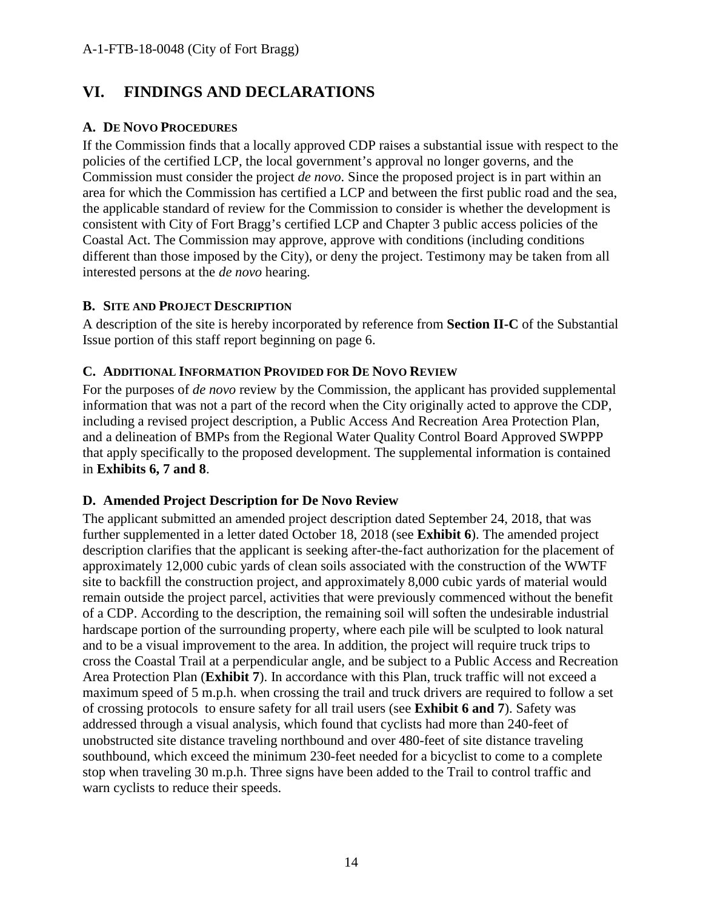# VI. FINDINGS AND DECLARATIONS

## A. DE NOVO PROCEDURES

If the Commission finds that a locally approved CDP raises a substantial issue with respect to the policies of the certified LCP, the local government's approval no longer governs, and the Commission must consider the project *de novo*. Since the proposed project is in part within an area for which the Commission has certified a LCP and between the first public road and the sea, the applicable standard of review for the Commission to consider is whether the development is consistent with City of Fort Bragg's certified LCP and Chapter 3 public access policies of the Coastal Act. The Commission may approve, approve with conditions (including conditions different than those imposed by the City), or deny the project. Testimony may be taken from all interested persons at the *de novo* hearing.

## B. SITE AND PROJECT DESCRIPTION

A description of the site is hereby incorporated by reference from **Section II-C** of the Substantial Issue portion of this staff report beginning on page 6.

## C. ADDITIONAL INFORMATION PROVIDED FOR DE NOVO REVIEW

For the purposes of *de novo* review by the Commission, the applicant has provided supplemental information that was not a part of the record when the City originally acted to approve the CDP, including a revised project description, a Public Access And Recreation Area Protection Plan, and a delineation of BMPs from the Regional Water Quality Control Board Approved SWPPP that apply specifically to the proposed development. The supplemental information is contained in **Exhibits 6, 7 and 8**.

## D. Amended Project Description for De Novo Review

The applicant submitted an amended project description dated September 24, 2018, that was further supplemented in a letter dated October 18, 2018 (see **Exhibit 6**). The amended project description clarifies that the applicant is seeking after-the-fact authorization for the placement of approximately 12,000 cubic yards of clean soils associated with the construction of the WWTF site to backfill the construction project, and approximately 8,000 cubic yards of material would remain outside the project parcel, activities that were previously commenced without the benefit of a CDP. According to the description, the remaining soil will soften the undesirable industrial hardscape portion of the surrounding property, where each pile will be sculpted to look natural and to be a visual improvement to the area. In addition, the project will require truck trips to cross the Coastal Trail at a perpendicular angle, and be subject to a Public Access and Recreation Area Protection Plan (**Exhibit 7**). In accordance with this Plan, truck traffic will not exceed a maximum speed of 5 m.p.h. when crossing the trail and truck drivers are required to follow a set of crossing protocols to ensure safety for all trail users (see **Exhibit 6 and 7**). Safety was addressed through a visual analysis, which found that cyclists had more than 240-feet of unobstructed site distance traveling northbound and over 480-feet of site distance traveling southbound, which exceed the minimum 230-feet needed for a bicyclist to come to a complete stop when traveling 30 m.p.h. Three signs have been added to the Trail to control traffic and warn cyclists to reduce their speeds.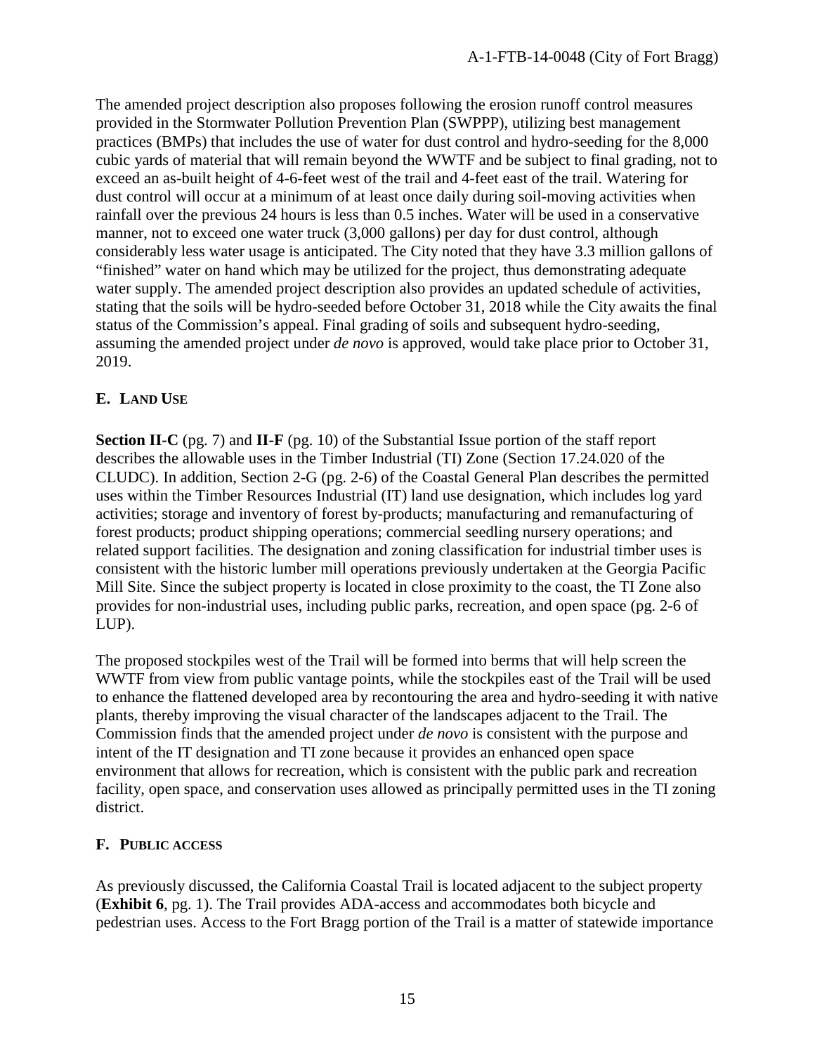The amended project description also proposes following the erosion runoff control measures provided in the Stormwater Pollution Prevention Plan (SWPPP), utilizing best management practices (BMPs) that includes the use of water for dust control and hydro-seeding for the 8,000 cubic yards of material that will remain beyond the WWTF and be subject to final grading, not to exceed an as-built height of 4-6-feet west of the trail and 4-feet east of the trail. Watering for dust control will occur at a minimum of at least once daily during soil-moving activities when rainfall over the previous 24 hours is less than 0.5 inches. Water will be used in a conservative manner, not to exceed one water truck (3,000 gallons) per day for dust control, although considerably less water usage is anticipated. The City noted that they have 3.3 million gallons of "finished" water on hand which may be utilized for the project, thus demonstrating adequate water supply. The amended project description also provides an updated schedule of activities, stating that the soils will be hydro-seeded before October 31, 2018 while the City awaits the final status of the Commission's appeal. Final grading of soils and subsequent hydro-seeding, assuming the amended project under *de novo* is approved, would take place prior to October 31, 2019.

## E. Land Use

**Section II-C** (pg. 7) and **II-F** (pg. 10) of the Substantial Issue portion of the staff report describes the allowable uses in the Timber Industrial (TI) Zone (Section 17.24.020 of the CLUDC). In addition, Section 2-G (pg. 2-6) of the Coastal General Plan describes the permitted uses within the Timber Resources Industrial (IT) land use designation, which includes log yard activities; storage and inventory of forest by-products; manufacturing and remanufacturing of forest products; product shipping operations; commercial seedling nursery operations; and related support facilities. The designation and zoning classification for industrial timber uses is consistent with the historic lumber mill operations previously undertaken at the Georgia Pacific Mill Site. Since the subject property is located in close proximity to the coast, the TI Zone also provides for non-industrial uses, including public parks, recreation, and open space (pg. 2-6 of LUP).

The proposed stockpiles west of the Trail will be formed into berms that will help screen the WWTF from view from public vantage points, while the stockpiles east of the Trail will be used to enhance the flattened developed area by recontouring the area and hydro-seeding it with native plants, thereby improving the visual character of the landscapes adjacent to the Trail. The Commission finds that the amended project under *de novo* is consistent with the purpose and intent of the IT designation and TI zone because it provides an enhanced open space environment that allows for recreation, which is consistent with the public park and recreation facility, open space, and conservation uses allowed as principally permitted uses in the TI zoning district.

## F. Public access

As previously discussed, the California Coastal Trail is located adjacent to the subject property (**Exhibit 6**, pg. 1). The Trail provides ADA-access and accommodates both bicycle and pedestrian uses. Access to the Fort Bragg portion of the Trail is a matter of statewide importance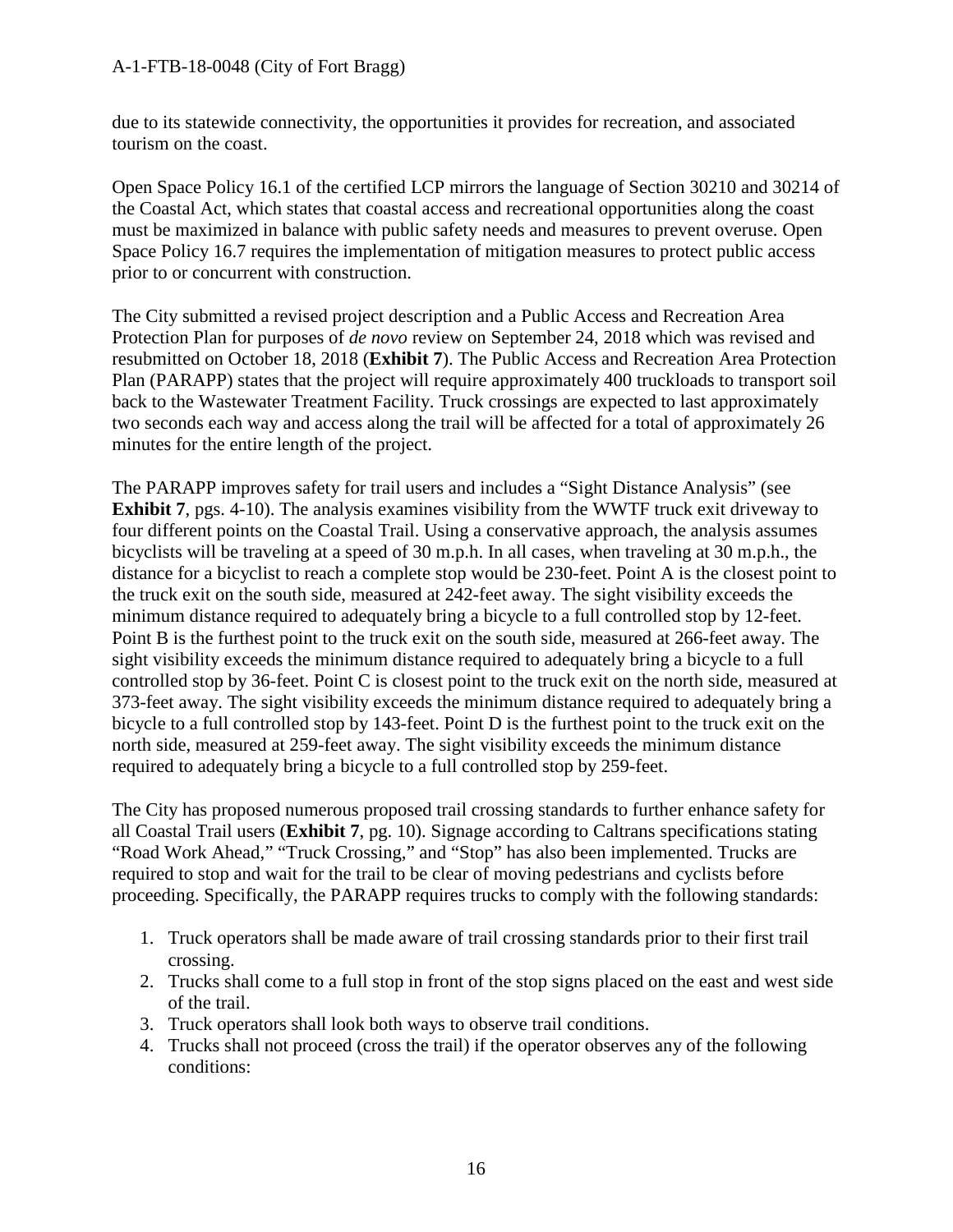due to its statewide connectivity, the opportunities it provides for recreation, and associated tourism on the coast.

Open Space Policy 16.1 of the certified LCP mirrors the language of Section 30210 and 30214 of the Coastal Act, which states that coastal access and recreational opportunities along the coast must be maximized in balance with public safety needs and measures to prevent overuse. Open Space Policy 16.7 requires the implementation of mitigation measures to protect public access prior to or concurrent with construction.

The City submitted a revised project description and a Public Access and Recreation Area Protection Plan for purposes of *de novo* review on September 24, 2018 which was revised and resubmitted on October 18, 2018 (**Exhibit 7**). The Public Access and Recreation Area Protection Plan (PARAPP) states that the project will require approximately 400 truckloads to transport soil back to the Wastewater Treatment Facility. Truck crossings are expected to last approximately two seconds each way and access along the trail will be affected for a total of approximately 26 minutes for the entire length of the project.

The PARAPP improves safety for trail users and includes a "Sight Distance Analysis" (see **Exhibit 7**, pgs. 4-10). The analysis examines visibility from the WWTF truck exit driveway to four different points on the Coastal Trail. Using a conservative approach, the analysis assumes bicyclists will be traveling at a speed of 30 m.p.h. In all cases, when traveling at 30 m.p.h., the distance for a bicyclist to reach a complete stop would be 230-feet. Point A is the closest point to the truck exit on the south side, measured at 242-feet away. The sight visibility exceeds the minimum distance required to adequately bring a bicycle to a full controlled stop by 12-feet. Point B is the furthest point to the truck exit on the south side, measured at 266-feet away. The sight visibility exceeds the minimum distance required to adequately bring a bicycle to a full controlled stop by 36-feet. Point C is closest point to the truck exit on the north side, measured at 373-feet away. The sight visibility exceeds the minimum distance required to adequately bring a bicycle to a full controlled stop by 143-feet. Point D is the furthest point to the truck exit on the north side, measured at 259-feet away. The sight visibility exceeds the minimum distance required to adequately bring a bicycle to a full controlled stop by 259-feet.

The City has proposed numerous proposed trail crossing standards to further enhance safety for all Coastal Trail users (**Exhibit 7**, pg. 10). Signage according to Caltrans specifications stating "Road Work Ahead," "Truck Crossing," and "Stop" has also been implemented. Trucks are required to stop and wait for the trail to be clear of moving pedestrians and cyclists before proceeding. Specifically, the PARAPP requires trucks to comply with the following standards:

1. Truck operators shall be made aware of trail crossing standards prior to their first trail crossing.
2. Trucks shall come to a full stop in front of the stop signs placed on the east and west side of the trail.
3. Truck operators shall look both ways to observe trail conditions.
4. Trucks shall not proceed (cross the trail) if the operator observes any of the following conditions: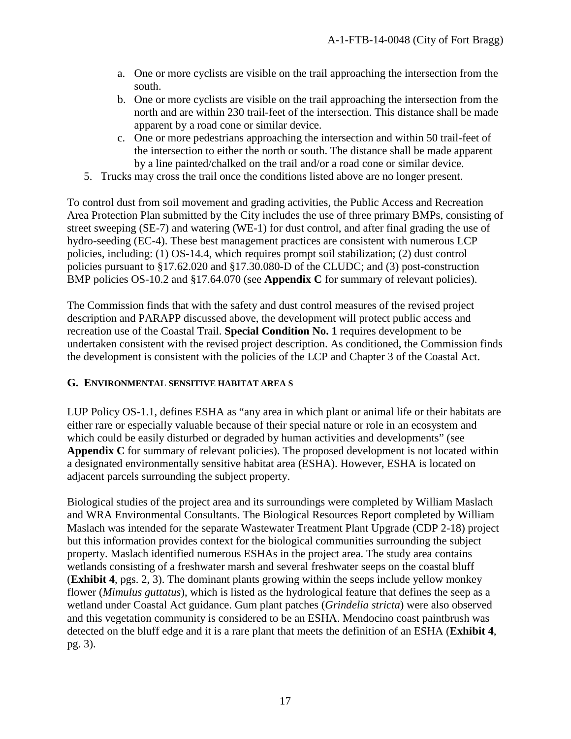a. One or more cyclists are visible on the trail approaching the intersection from the south.
   b. One or more cyclists are visible on the trail approaching the intersection from the north and are within 230 trail-feet of the intersection. This distance shall be made apparent by a road cone or similar device.
   c. One or more pedestrians approaching the intersection and within 50 trail-feet of the intersection to either the north or south. The distance shall be made apparent by a line painted/chalked on the trail and/or a road cone or similar device.
5. Trucks may cross the trail once the conditions listed above are no longer present.

To control dust from soil movement and grading activities, the Public Access and Recreation Area Protection Plan submitted by the City includes the use of three primary BMPs, consisting of street sweeping (SE-7) and watering (WE-1) for dust control, and after final grading the use of hydro-seeding (EC-4). These best management practices are consistent with numerous LCP policies, including: (1) OS-14.4, which requires prompt soil stabilization; (2) dust control policies pursuant to §17.62.020 and §17.30.080-D of the CLUDC; and (3) post-construction BMP policies OS-10.2 and §17.64.070 (see **Appendix C** for summary of relevant policies).

The Commission finds that with the safety and dust control measures of the revised project description and PARAPP discussed above, the development will protect public access and recreation use of the Coastal Trail. **Special Condition No. 1** requires development to be undertaken consistent with the revised project description. As conditioned, the Commission finds the development is consistent with the policies of the LCP and Chapter 3 of the Coastal Act.

### G. ENVIRONMENTAL SENSITIVE HABITAT AREA S

LUP Policy OS-1.1, defines ESHA as "any area in which plant or animal life or their habitats are either rare or especially valuable because of their special nature or role in an ecosystem and which could be easily disturbed or degraded by human activities and developments" (see **Appendix C** for summary of relevant policies). The proposed development is not located within a designated environmentally sensitive habitat area (ESHA). However, ESHA is located on adjacent parcels surrounding the subject property.

Biological studies of the project area and its surroundings were completed by William Maslach and WRA Environmental Consultants. The Biological Resources Report completed by William Maslach was intended for the separate Wastewater Treatment Plant Upgrade (CDP 2-18) project but this information provides context for the biological communities surrounding the subject property. Maslach identified numerous ESHAs in the project area. The study area contains wetlands consisting of a freshwater marsh and several freshwater seeps on the coastal bluff (**Exhibit 4**, pgs. 2, 3). The dominant plants growing within the seeps include yellow monkey flower (*Mimulus guttatus*), which is listed as the hydrological feature that defines the seep as a wetland under Coastal Act guidance. Gum plant patches (*Grindelia stricta*) were also observed and this vegetation community is considered to be an ESHA. Mendocino coast paintbrush was detected on the bluff edge and it is a rare plant that meets the definition of an ESHA (**Exhibit 4**, pg. 3).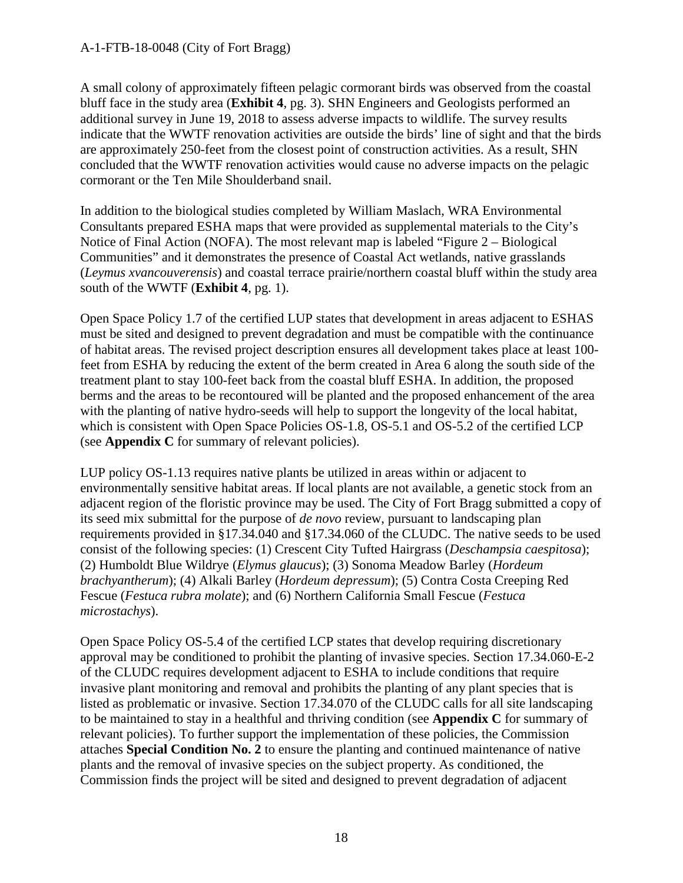A small colony of approximately fifteen pelagic cormorant birds was observed from the coastal bluff face in the study area (**Exhibit 4**, pg. 3). SHN Engineers and Geologists performed an additional survey in June 19, 2018 to assess adverse impacts to wildlife. The survey results indicate that the WWTF renovation activities are outside the birds' line of sight and that the birds are approximately 250-feet from the closest point of construction activities. As a result, SHN concluded that the WWTF renovation activities would cause no adverse impacts on the pelagic cormorant or the Ten Mile Shoulderband snail.

In addition to the biological studies completed by William Maslach, WRA Environmental Consultants prepared ESHA maps that were provided as supplemental materials to the City's Notice of Final Action (NOFA). The most relevant map is labeled "Figure 2 – Biological Communities" and it demonstrates the presence of Coastal Act wetlands, native grasslands (*Leymus xvancouverensis*) and coastal terrace prairie/northern coastal bluff within the study area south of the WWTF (**Exhibit 4**, pg. 1).

Open Space Policy 1.7 of the certified LUP states that development in areas adjacent to ESHAS must be sited and designed to prevent degradation and must be compatible with the continuance of habitat areas. The revised project description ensures all development takes place at least 100-feet from ESHA by reducing the extent of the berm created in Area 6 along the south side of the treatment plant to stay 100-feet back from the coastal bluff ESHA. In addition, the proposed berms and the areas to be recontoured will be planted and the proposed enhancement of the area with the planting of native hydro-seeds will help to support the longevity of the local habitat, which is consistent with Open Space Policies OS-1.8, OS-5.1 and OS-5.2 of the certified LCP (see **Appendix C** for summary of relevant policies).

LUP policy OS-1.13 requires native plants be utilized in areas within or adjacent to environmentally sensitive habitat areas. If local plants are not available, a genetic stock from an adjacent region of the floristic province may be used. The City of Fort Bragg submitted a copy of its seed mix submittal for the purpose of *de novo* review, pursuant to landscaping plan requirements provided in §17.34.040 and §17.34.060 of the CLUDC. The native seeds to be used consist of the following species: (1) Crescent City Tufted Hairgrass (*Deschampsia caespitosa*); (2) Humboldt Blue Wildrye (*Elymus glaucus*); (3) Sonoma Meadow Barley (*Hordeum brachyantherum*); (4) Alkali Barley (*Hordeum depressum*); (5) Contra Costa Creeping Red Fescue (*Festuca rubra molate*); and (6) Northern California Small Fescue (*Festuca microstachys*).

Open Space Policy OS-5.4 of the certified LCP states that develop requiring discretionary approval may be conditioned to prohibit the planting of invasive species. Section 17.34.060-E-2 of the CLUDC requires development adjacent to ESHA to include conditions that require invasive plant monitoring and removal and prohibits the planting of any plant species that is listed as problematic or invasive. Section 17.34.070 of the CLUDC calls for all site landscaping to be maintained to stay in a healthful and thriving condition (see **Appendix C** for summary of relevant policies). To further support the implementation of these policies, the Commission attaches **Special Condition No. 2** to ensure the planting and continued maintenance of native plants and the removal of invasive species on the subject property. As conditioned, the Commission finds the project will be sited and designed to prevent degradation of adjacent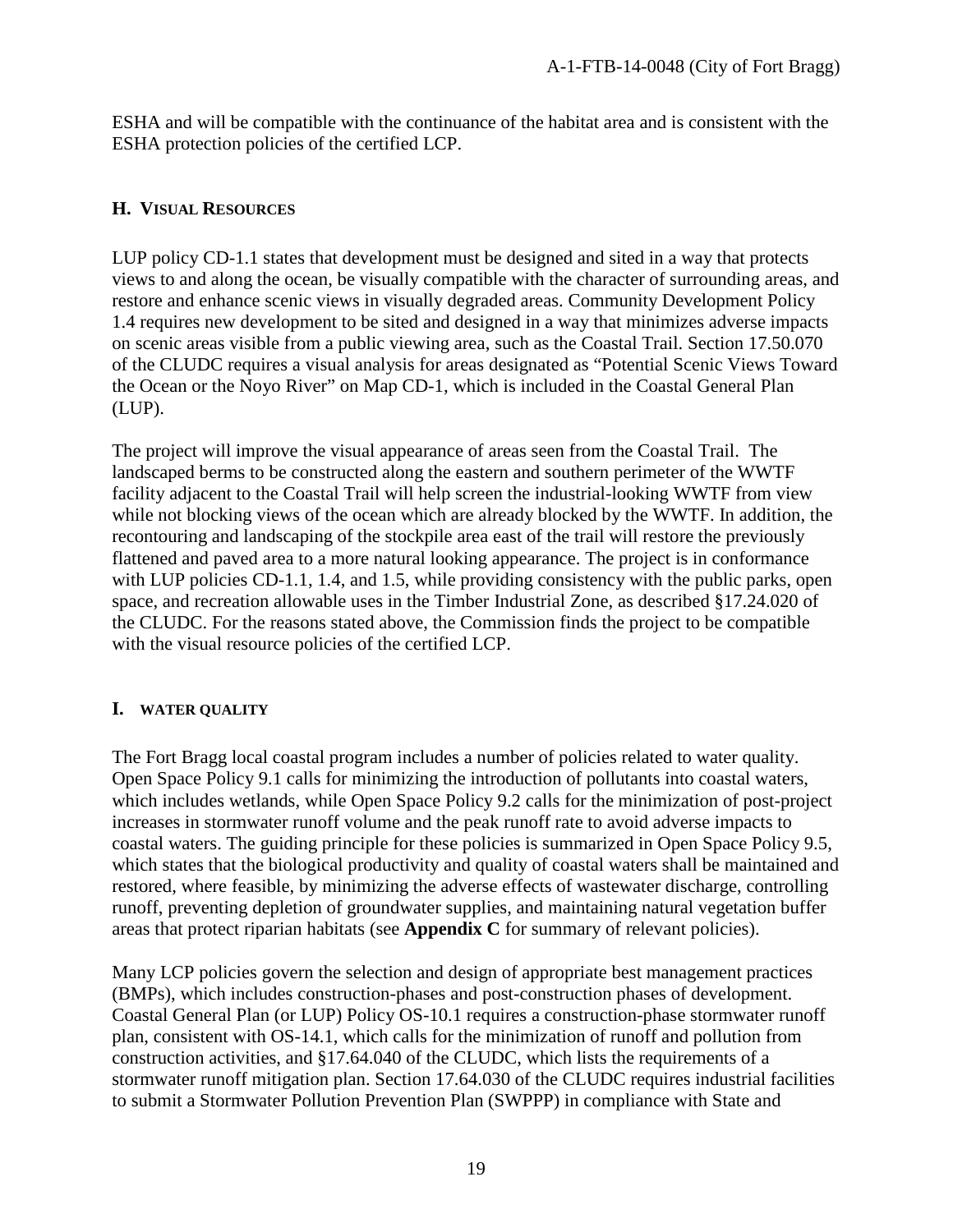ESHA and will be compatible with the continuance of the habitat area and is consistent with the ESHA protection policies of the certified LCP.

## H. VISUAL RESOURCES

LUP policy CD-1.1 states that development must be designed and sited in a way that protects views to and along the ocean, be visually compatible with the character of surrounding areas, and restore and enhance scenic views in visually degraded areas. Community Development Policy 1.4 requires new development to be sited and designed in a way that minimizes adverse impacts on scenic areas visible from a public viewing area, such as the Coastal Trail. Section 17.50.070 of the CLUDC requires a visual analysis for areas designated as "Potential Scenic Views Toward the Ocean or the Noyo River" on Map CD-1, which is included in the Coastal General Plan (LUP).

The project will improve the visual appearance of areas seen from the Coastal Trail. The landscaped berms to be constructed along the eastern and southern perimeter of the WWTF facility adjacent to the Coastal Trail will help screen the industrial-looking WWTF from view while not blocking views of the ocean which are already blocked by the WWTF. In addition, the recontouring and landscaping of the stockpile area east of the trail will restore the previously flattened and paved area to a more natural looking appearance. The project is in conformance with LUP policies CD-1.1, 1.4, and 1.5, while providing consistency with the public parks, open space, and recreation allowable uses in the Timber Industrial Zone, as described §17.24.020 of the CLUDC. For the reasons stated above, the Commission finds the project to be compatible with the visual resource policies of the certified LCP.

## I. WATER QUALITY

The Fort Bragg local coastal program includes a number of policies related to water quality. Open Space Policy 9.1 calls for minimizing the introduction of pollutants into coastal waters, which includes wetlands, while Open Space Policy 9.2 calls for the minimization of post-project increases in stormwater runoff volume and the peak runoff rate to avoid adverse impacts to coastal waters. The guiding principle for these policies is summarized in Open Space Policy 9.5, which states that the biological productivity and quality of coastal waters shall be maintained and restored, where feasible, by minimizing the adverse effects of wastewater discharge, controlling runoff, preventing depletion of groundwater supplies, and maintaining natural vegetation buffer areas that protect riparian habitats (see **Appendix C** for summary of relevant policies).

Many LCP policies govern the selection and design of appropriate best management practices (BMPs), which includes construction-phases and post-construction phases of development. Coastal General Plan (or LUP) Policy OS-10.1 requires a construction-phase stormwater runoff plan, consistent with OS-14.1, which calls for the minimization of runoff and pollution from construction activities, and §17.64.040 of the CLUDC, which lists the requirements of a stormwater runoff mitigation plan. Section 17.64.030 of the CLUDC requires industrial facilities to submit a Stormwater Pollution Prevention Plan (SWPPP) in compliance with State and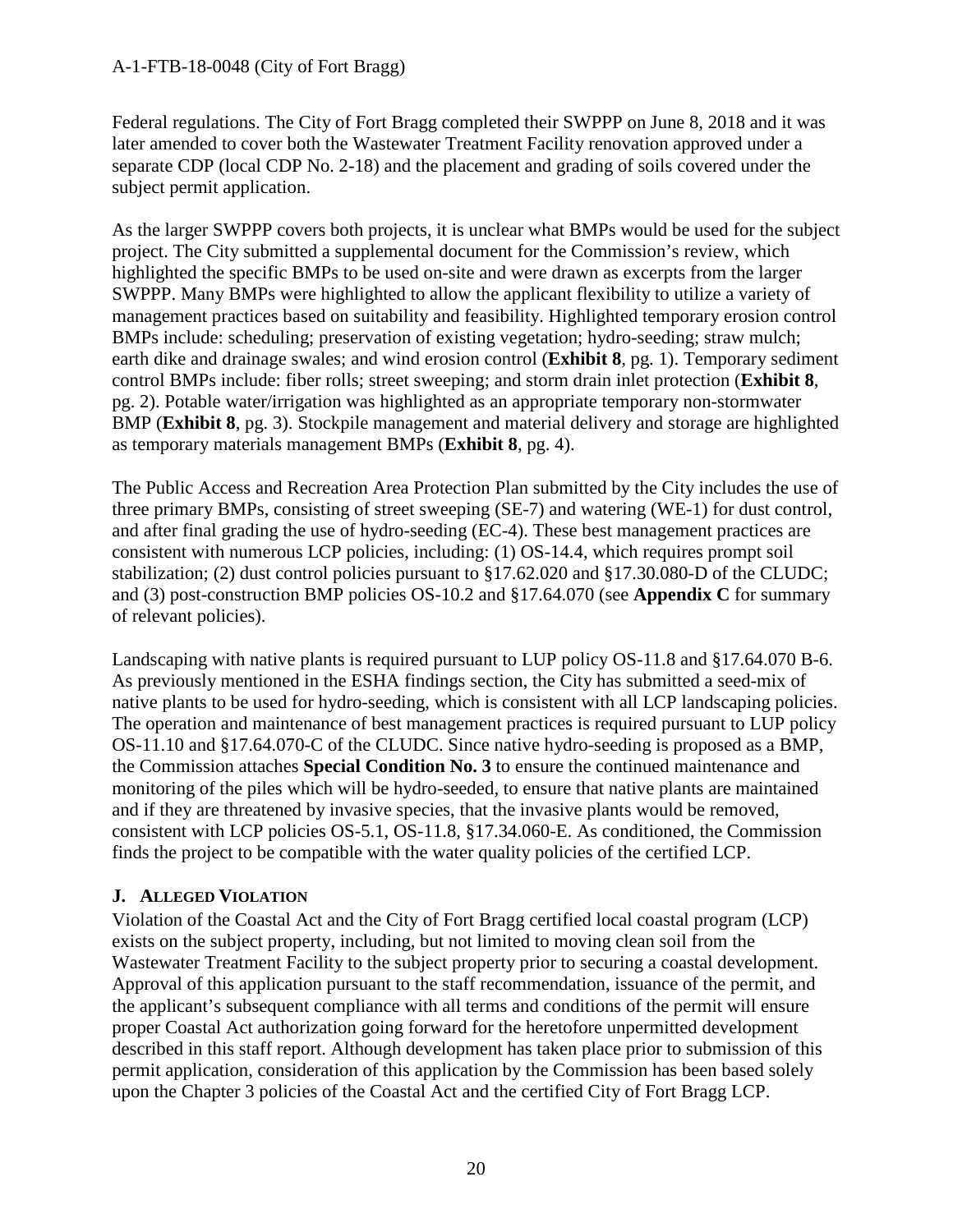Federal regulations. The City of Fort Bragg completed their SWPPP on June 8, 2018 and it was later amended to cover both the Wastewater Treatment Facility renovation approved under a separate CDP (local CDP No. 2-18) and the placement and grading of soils covered under the subject permit application.

As the larger SWPPP covers both projects, it is unclear what BMPs would be used for the subject project. The City submitted a supplemental document for the Commission's review, which highlighted the specific BMPs to be used on-site and were drawn as excerpts from the larger SWPPP. Many BMPs were highlighted to allow the applicant flexibility to utilize a variety of management practices based on suitability and feasibility. Highlighted temporary erosion control BMPs include: scheduling; preservation of existing vegetation; hydro-seeding; straw mulch; earth dike and drainage swales; and wind erosion control (**Exhibit 8**, pg. 1). Temporary sediment control BMPs include: fiber rolls; street sweeping; and storm drain inlet protection (**Exhibit 8**, pg. 2). Potable water/irrigation was highlighted as an appropriate temporary non-stormwater BMP (**Exhibit 8**, pg. 3). Stockpile management and material delivery and storage are highlighted as temporary materials management BMPs (**Exhibit 8**, pg. 4).

The Public Access and Recreation Area Protection Plan submitted by the City includes the use of three primary BMPs, consisting of street sweeping (SE-7) and watering (WE-1) for dust control, and after final grading the use of hydro-seeding (EC-4). These best management practices are consistent with numerous LCP policies, including: (1) OS-14.4, which requires prompt soil stabilization; (2) dust control policies pursuant to §17.62.020 and §17.30.080-D of the CLUDC; and (3) post-construction BMP policies OS-10.2 and §17.64.070 (see **Appendix C** for summary of relevant policies).

Landscaping with native plants is required pursuant to LUP policy OS-11.8 and §17.64.070 B-6. As previously mentioned in the ESHA findings section, the City has submitted a seed-mix of native plants to be used for hydro-seeding, which is consistent with all LCP landscaping policies. The operation and maintenance of best management practices is required pursuant to LUP policy OS-11.10 and §17.64.070-C of the CLUDC. Since native hydro-seeding is proposed as a BMP, the Commission attaches **Special Condition No. 3** to ensure the continued maintenance and monitoring of the piles which will be hydro-seeded, to ensure that native plants are maintained and if they are threatened by invasive species, that the invasive plants would be removed, consistent with LCP policies OS-5.1, OS-11.8, §17.34.060-E. As conditioned, the Commission finds the project to be compatible with the water quality policies of the certified LCP.

## J. ALLEGED VIOLATION

Violation of the Coastal Act and the City of Fort Bragg certified local coastal program (LCP) exists on the subject property, including, but not limited to moving clean soil from the Wastewater Treatment Facility to the subject property prior to securing a coastal development. Approval of this application pursuant to the staff recommendation, issuance of the permit, and the applicant's subsequent compliance with all terms and conditions of the permit will ensure proper Coastal Act authorization going forward for the heretofore unpermitted development described in this staff report. Although development has taken place prior to submission of this permit application, consideration of this application by the Commission has been based solely upon the Chapter 3 policies of the Coastal Act and the certified City of Fort Bragg LCP.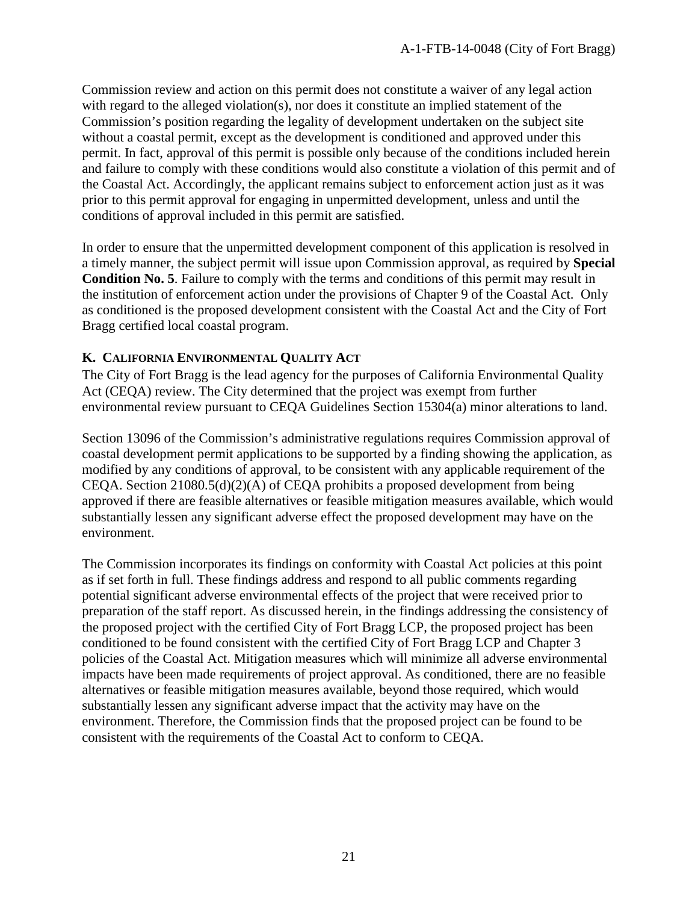Commission review and action on this permit does not constitute a waiver of any legal action with regard to the alleged violation(s), nor does it constitute an implied statement of the Commission's position regarding the legality of development undertaken on the subject site without a coastal permit, except as the development is conditioned and approved under this permit. In fact, approval of this permit is possible only because of the conditions included herein and failure to comply with these conditions would also constitute a violation of this permit and of the Coastal Act. Accordingly, the applicant remains subject to enforcement action just as it was prior to this permit approval for engaging in unpermitted development, unless and until the conditions of approval included in this permit are satisfied.

In order to ensure that the unpermitted development component of this application is resolved in a timely manner, the subject permit will issue upon Commission approval, as required by **Special Condition No. 5**. Failure to comply with the terms and conditions of this permit may result in the institution of enforcement action under the provisions of Chapter 9 of the Coastal Act. Only as conditioned is the proposed development consistent with the Coastal Act and the City of Fort Bragg certified local coastal program.

### K. California Environmental Quality Act

The City of Fort Bragg is the lead agency for the purposes of California Environmental Quality Act (CEQA) review. The City determined that the project was exempt from further environmental review pursuant to CEQA Guidelines Section 15304(a) minor alterations to land.

Section 13096 of the Commission's administrative regulations requires Commission approval of coastal development permit applications to be supported by a finding showing the application, as modified by any conditions of approval, to be consistent with any applicable requirement of the CEQA. Section 21080.5(d)(2)(A) of CEQA prohibits a proposed development from being approved if there are feasible alternatives or feasible mitigation measures available, which would substantially lessen any significant adverse effect the proposed development may have on the environment.

The Commission incorporates its findings on conformity with Coastal Act policies at this point as if set forth in full. These findings address and respond to all public comments regarding potential significant adverse environmental effects of the project that were received prior to preparation of the staff report. As discussed herein, in the findings addressing the consistency of the proposed project with the certified City of Fort Bragg LCP, the proposed project has been conditioned to be found consistent with the certified City of Fort Bragg LCP and Chapter 3 policies of the Coastal Act. Mitigation measures which will minimize all adverse environmental impacts have been made requirements of project approval. As conditioned, there are no feasible alternatives or feasible mitigation measures available, beyond those required, which would substantially lessen any significant adverse impact that the activity may have on the environment. Therefore, the Commission finds that the proposed project can be found to be consistent with the requirements of the Coastal Act to conform to CEQA.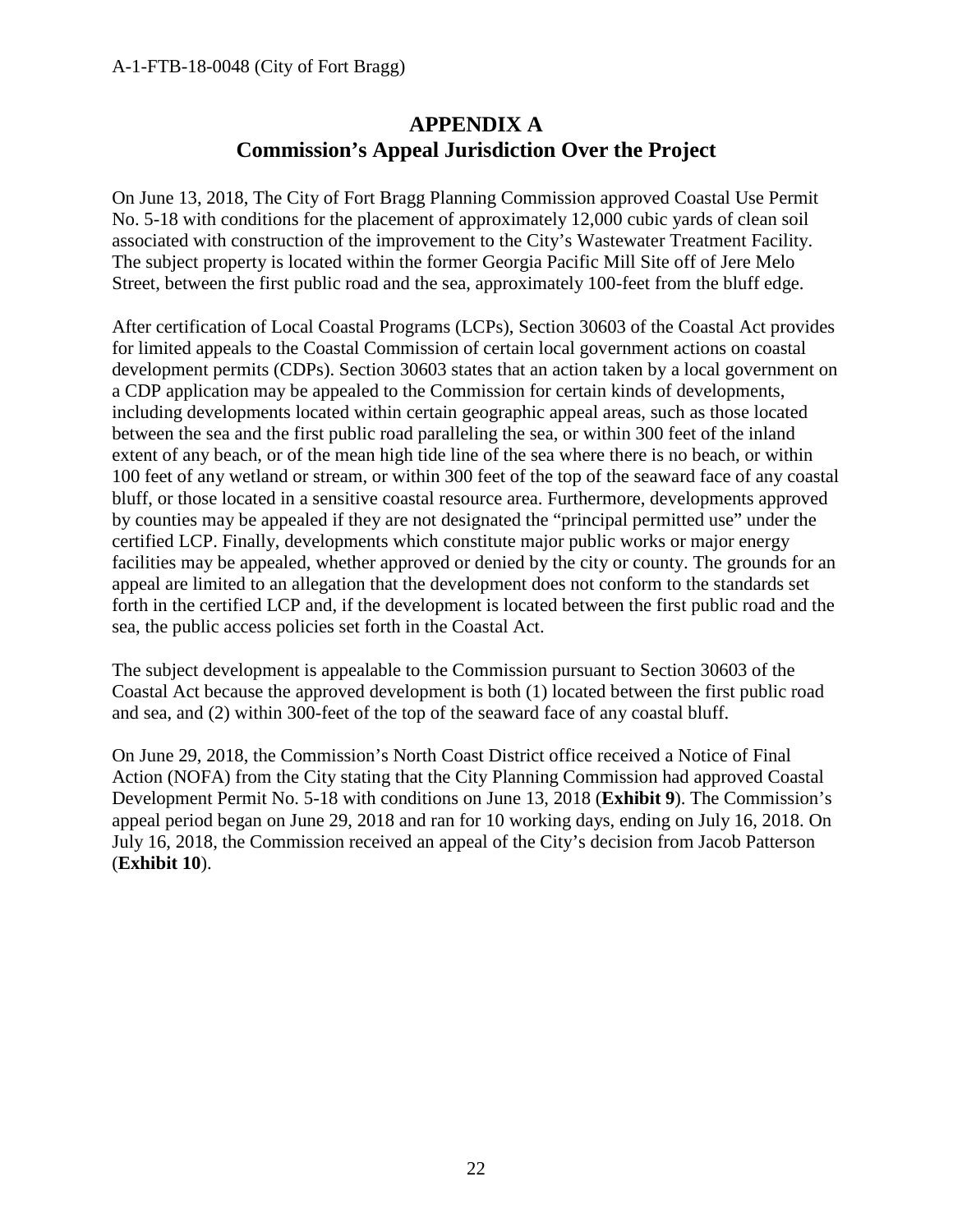# APPENDIX A
## Commission's Appeal Jurisdiction Over the Project

On June 13, 2018, The City of Fort Bragg Planning Commission approved Coastal Use Permit No. 5-18 with conditions for the placement of approximately 12,000 cubic yards of clean soil associated with construction of the improvement to the City's Wastewater Treatment Facility. The subject property is located within the former Georgia Pacific Mill Site off of Jere Melo Street, between the first public road and the sea, approximately 100-feet from the bluff edge.

After certification of Local Coastal Programs (LCPs), Section 30603 of the Coastal Act provides for limited appeals to the Coastal Commission of certain local government actions on coastal development permits (CDPs). Section 30603 states that an action taken by a local government on a CDP application may be appealed to the Commission for certain kinds of developments, including developments located within certain geographic appeal areas, such as those located between the sea and the first public road paralleling the sea, or within 300 feet of the inland extent of any beach, or of the mean high tide line of the sea where there is no beach, or within 100 feet of any wetland or stream, or within 300 feet of the top of the seaward face of any coastal bluff, or those located in a sensitive coastal resource area. Furthermore, developments approved by counties may be appealed if they are not designated the "principal permitted use" under the certified LCP. Finally, developments which constitute major public works or major energy facilities may be appealed, whether approved or denied by the city or county. The grounds for an appeal are limited to an allegation that the development does not conform to the standards set forth in the certified LCP and, if the development is located between the first public road and the sea, the public access policies set forth in the Coastal Act.

The subject development is appealable to the Commission pursuant to Section 30603 of the Coastal Act because the approved development is both (1) located between the first public road and sea, and (2) within 300-feet of the top of the seaward face of any coastal bluff.

On June 29, 2018, the Commission's North Coast District office received a Notice of Final Action (NOFA) from the City stating that the City Planning Commission had approved Coastal Development Permit No. 5-18 with conditions on June 13, 2018 (**Exhibit 9**). The Commission's appeal period began on June 29, 2018 and ran for 10 working days, ending on July 16, 2018. On July 16, 2018, the Commission received an appeal of the City's decision from Jacob Patterson (**Exhibit 10**).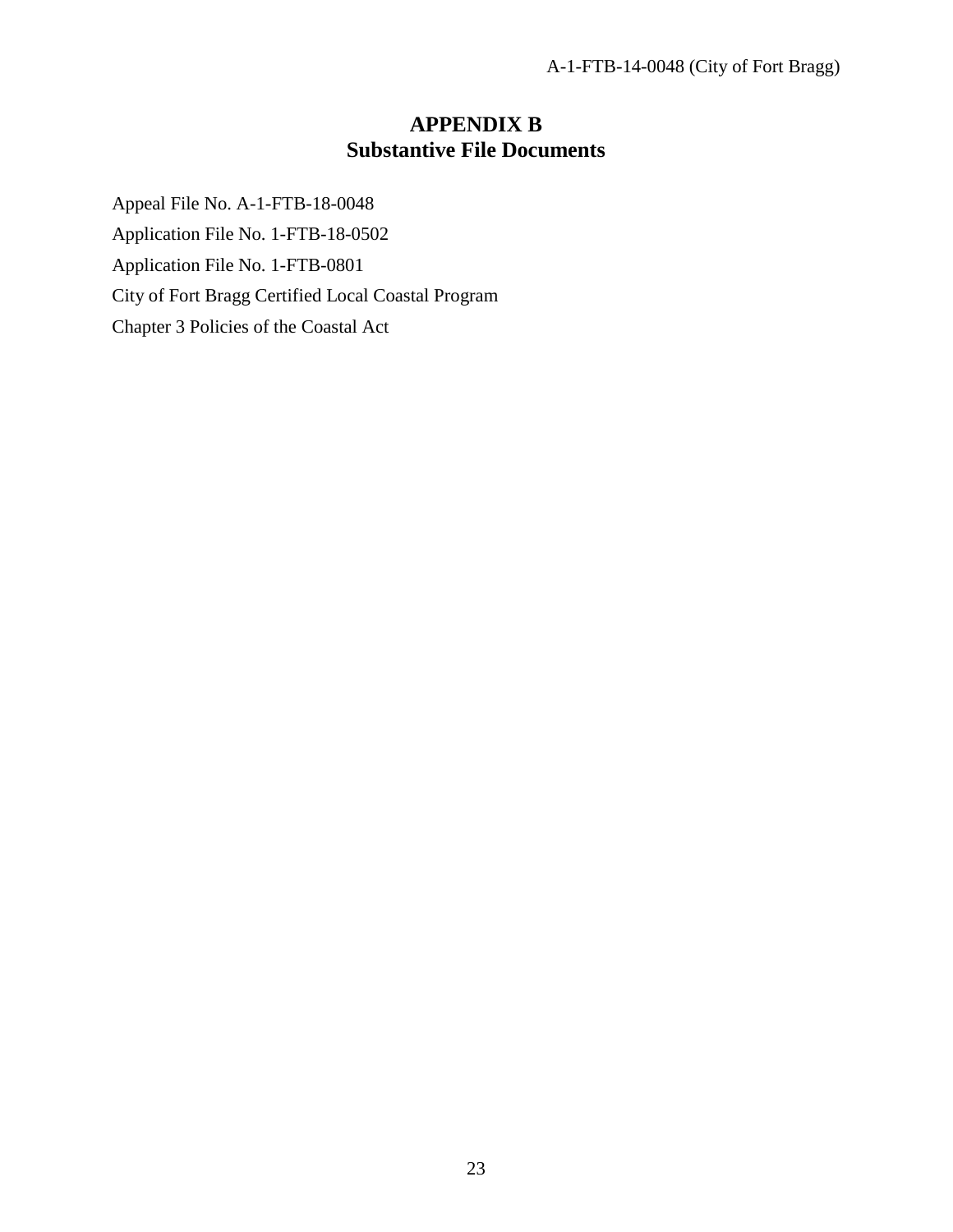# APPENDIX B
## Substantive File Documents

Appeal File No. A-1-FTB-18-0048

Application File No. 1-FTB-18-0502

Application File No. 1-FTB-0801

City of Fort Bragg Certified Local Coastal Program

Chapter 3 Policies of the Coastal Act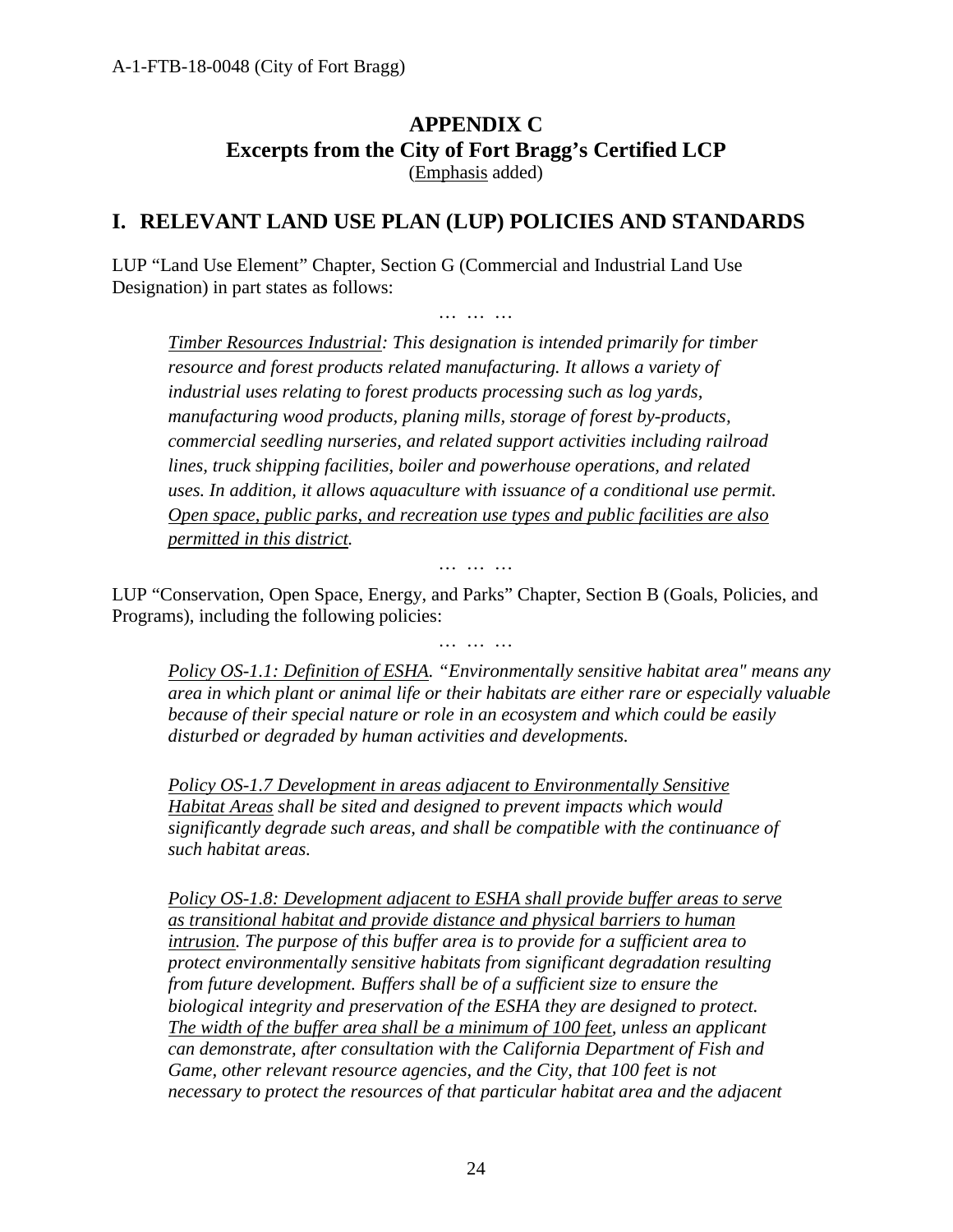# APPENDIX C
## Excerpts from the City of Fort Bragg's Certified LCP
(<u>Emphasis</u> added)

## I. RELEVANT LAND USE PLAN (LUP) POLICIES AND STANDARDS

LUP "Land Use Element" Chapter, Section G (Commercial and Industrial Land Use Designation) in part states as follows:

… … …

> *<u>Timber Resources Industrial</u>: This designation is intended primarily for timber resource and forest products related manufacturing. It allows a variety of industrial uses relating to forest products processing such as log yards, manufacturing wood products, planing mills, storage of forest by-products, commercial seedling nurseries, and related support activities including railroad lines, truck shipping facilities, boiler and powerhouse operations, and related uses. In addition, it allows aquaculture with issuance of a conditional use permit. <u>Open space, public parks, and recreation use types and public facilities are also permitted in this district</u>.*

… … …

LUP "Conservation, Open Space, Energy, and Parks" Chapter, Section B (Goals, Policies, and Programs), including the following policies:

… … …

> *<u>Policy OS-1.1: Definition of ESHA</u>. "Environmentally sensitive habitat area" means any area in which plant or animal life or their habitats are either rare or especially valuable because of their special nature or role in an ecosystem and which could be easily disturbed or degraded by human activities and developments.*
>
> *<u>Policy OS-1.7 Development in areas adjacent to Environmentally Sensitive Habitat Areas</u> shall be sited and designed to prevent impacts which would significantly degrade such areas, and shall be compatible with the continuance of such habitat areas.*
>
> *<u>Policy OS-1.8: Development adjacent to ESHA shall provide buffer areas to serve as transitional habitat and provide distance and physical barriers to human intrusion</u>. The purpose of this buffer area is to provide for a sufficient area to protect environmentally sensitive habitats from significant degradation resulting from future development. Buffers shall be of a sufficient size to ensure the biological integrity and preservation of the ESHA they are designed to protect. <u>The width of the buffer area shall be a minimum of 100 feet</u>, unless an applicant can demonstrate, after consultation with the California Department of Fish and Game, other relevant resource agencies, and the City, that 100 feet is not necessary to protect the resources of that particular habitat area and the adjacent*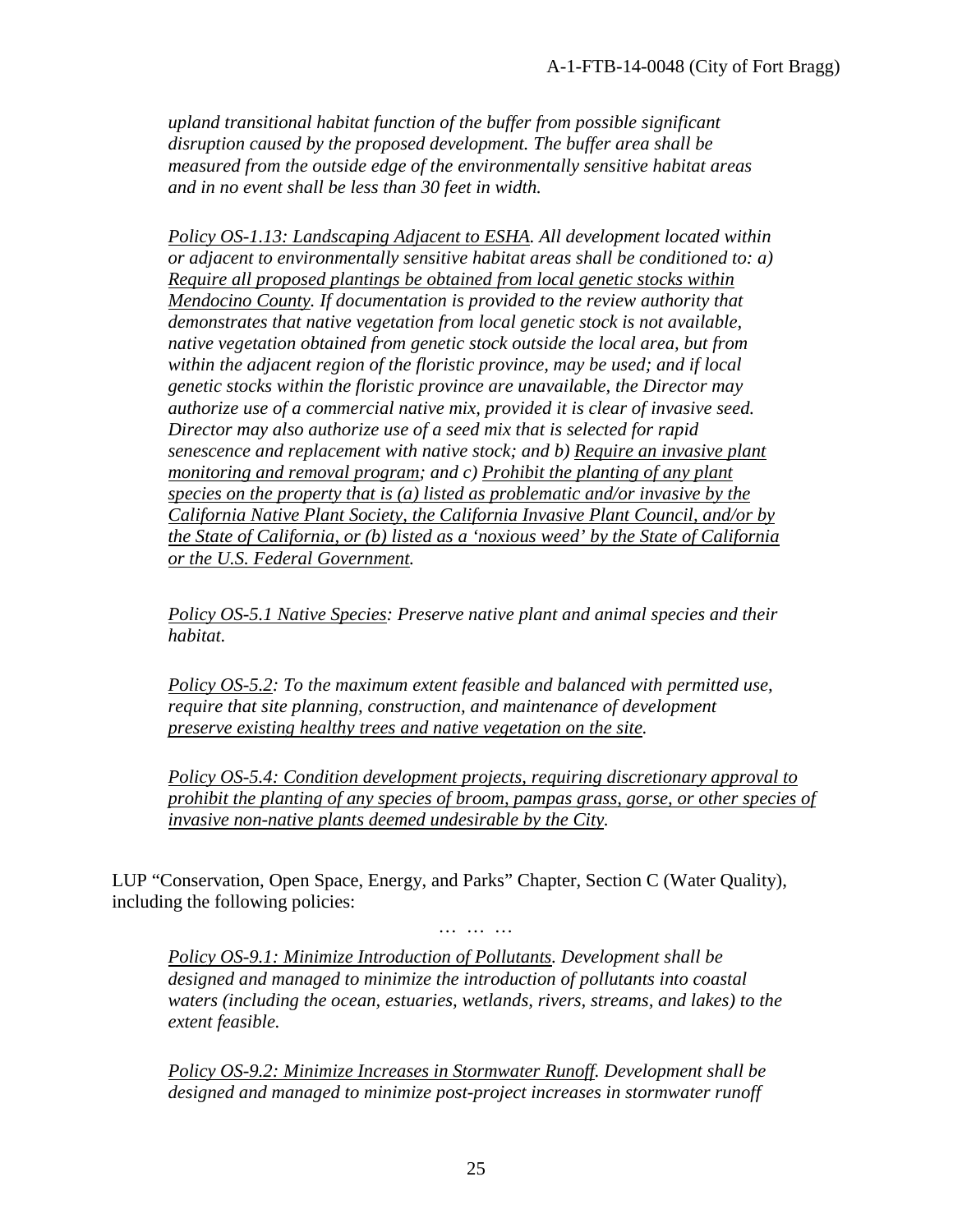*upland transitional habitat function of the buffer from possible significant disruption caused by the proposed development. The buffer area shall be measured from the outside edge of the environmentally sensitive habitat areas and in no event shall be less than 30 feet in width.*

*<u>Policy OS-1.13: Landscaping Adjacent to ESHA</u>. All development located within or adjacent to environmentally sensitive habitat areas shall be conditioned to: a) <u>Require all proposed plantings be obtained from local genetic stocks within Mendocino County</u>. If documentation is provided to the review authority that demonstrates that native vegetation from local genetic stock is not available, native vegetation obtained from genetic stock outside the local area, but from within the adjacent region of the floristic province, may be used; and if local genetic stocks within the floristic province are unavailable, the Director may authorize use of a commercial native mix, provided it is clear of invasive seed. Director may also authorize use of a seed mix that is selected for rapid senescence and replacement with native stock; and b) <u>Require an invasive plant monitoring and removal program</u>; and c) <u>Prohibit the planting of any plant species on the property that is (a) listed as problematic and/or invasive by the California Native Plant Society, the California Invasive Plant Council, and/or by the State of California, or (b) listed as a 'noxious weed' by the State of California or the U.S. Federal Government</u>.*

*<u>Policy OS-5.1 Native Species</u>: Preserve native plant and animal species and their habitat.*

*<u>Policy OS-5.2</u>: To the maximum extent feasible and balanced with permitted use, require that site planning, construction, and maintenance of development <u>preserve existing healthy trees and native vegetation on the site</u>.*

*<u>Policy OS-5.4: Condition development projects, requiring discretionary approval to prohibit the planting of any species of broom, pampas grass, gorse, or other species of invasive non-native plants deemed undesirable by the City</u>.*

LUP "Conservation, Open Space, Energy, and Parks" Chapter, Section C (Water Quality), including the following policies:

… … …

*<u>Policy OS-9.1: Minimize Introduction of Pollutants</u>. Development shall be designed and managed to minimize the introduction of pollutants into coastal waters (including the ocean, estuaries, wetlands, rivers, streams, and lakes) to the extent feasible.*

*<u>Policy OS-9.2: Minimize Increases in Stormwater Runoff</u>. Development shall be designed and managed to minimize post-project increases in stormwater runoff*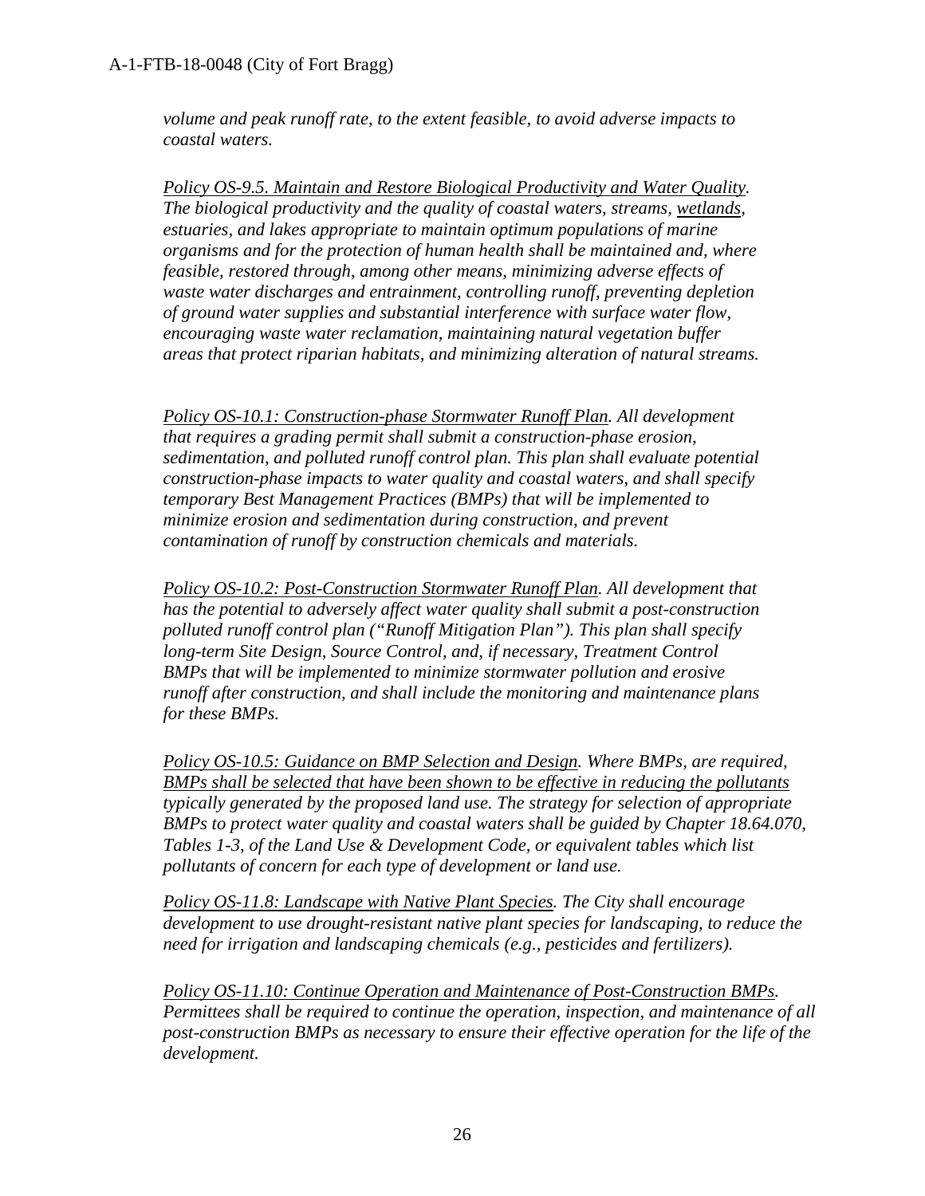*volume and peak runoff rate, to the extent feasible, to avoid adverse impacts to coastal waters.*

*Policy OS-9.5. Maintain and Restore Biological Productivity and Water Quality. The biological productivity and the quality of coastal waters, streams, wetlands, estuaries, and lakes appropriate to maintain optimum populations of marine organisms and for the protection of human health shall be maintained and, where feasible, restored through, among other means, minimizing adverse effects of waste water discharges and entrainment, controlling runoff, preventing depletion of ground water supplies and substantial interference with surface water flow, encouraging waste water reclamation, maintaining natural vegetation buffer areas that protect riparian habitats, and minimizing alteration of natural streams.*

*Policy OS-10.1: Construction-phase Stormwater Runoff Plan. All development that requires a grading permit shall submit a construction-phase erosion, sedimentation, and polluted runoff control plan. This plan shall evaluate potential construction-phase impacts to water quality and coastal waters, and shall specify temporary Best Management Practices (BMPs) that will be implemented to minimize erosion and sedimentation during construction, and prevent contamination of runoff by construction chemicals and materials.*

*Policy OS-10.2: Post-Construction Stormwater Runoff Plan. All development that has the potential to adversely affect water quality shall submit a post-construction polluted runoff control plan ("Runoff Mitigation Plan"). This plan shall specify long-term Site Design, Source Control, and, if necessary, Treatment Control BMPs that will be implemented to minimize stormwater pollution and erosive runoff after construction, and shall include the monitoring and maintenance plans for these BMPs.*

*Policy OS-10.5: Guidance on BMP Selection and Design. Where BMPs, are required, BMPs shall be selected that have been shown to be effective in reducing the pollutants typically generated by the proposed land use. The strategy for selection of appropriate BMPs to protect water quality and coastal waters shall be guided by Chapter 18.64.070, Tables 1-3, of the Land Use & Development Code, or equivalent tables which list pollutants of concern for each type of development or land use.*

*Policy OS-11.8: Landscape with Native Plant Species. The City shall encourage development to use drought-resistant native plant species for landscaping, to reduce the need for irrigation and landscaping chemicals (e.g., pesticides and fertilizers).*

*Policy OS-11.10: Continue Operation and Maintenance of Post-Construction BMPs. Permittees shall be required to continue the operation, inspection, and maintenance of all post-construction BMPs as necessary to ensure their effective operation for the life of the development.*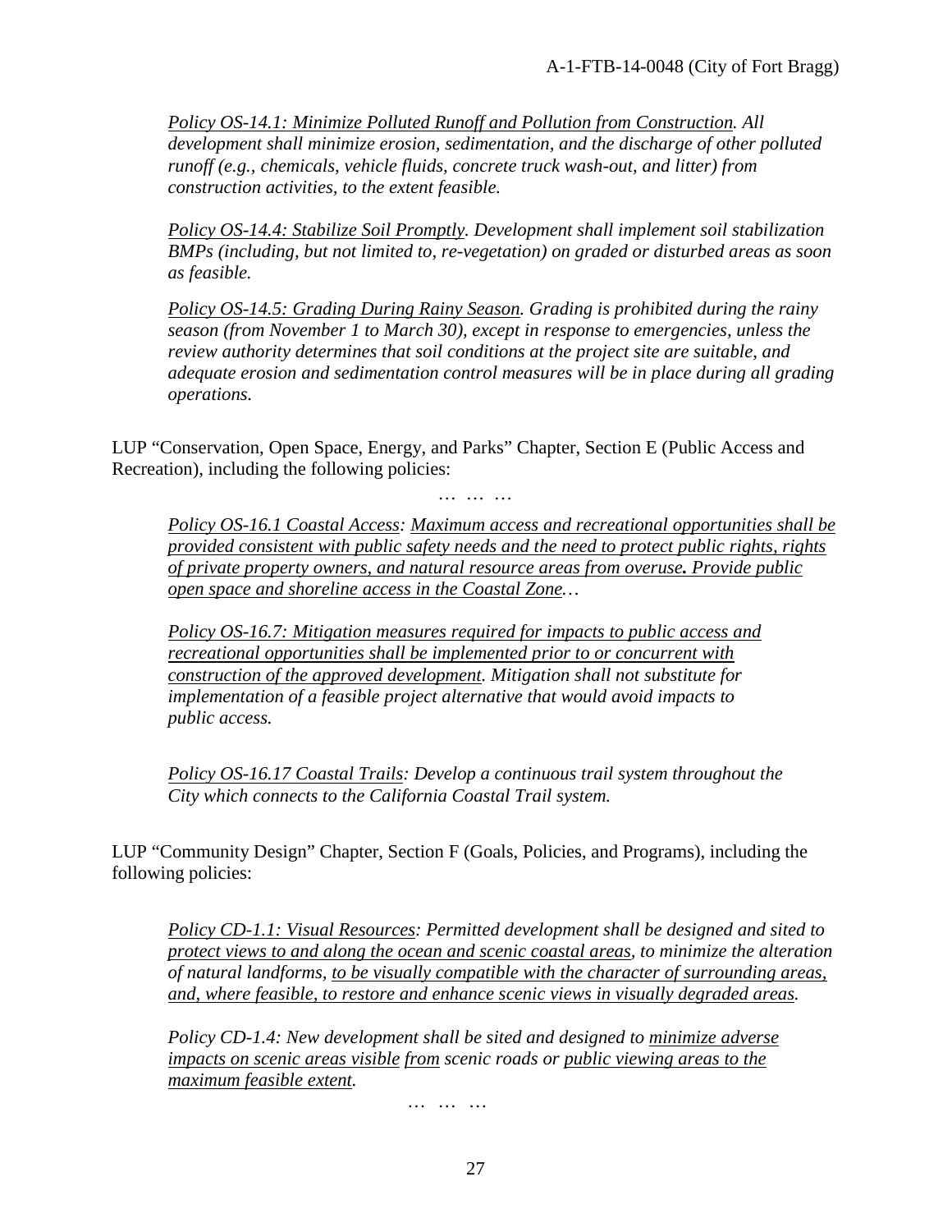*Policy OS-14.1: Minimize Polluted Runoff and Pollution from Construction. All development shall minimize erosion, sedimentation, and the discharge of other polluted runoff (e.g., chemicals, vehicle fluids, concrete truck wash-out, and litter) from construction activities, to the extent feasible.*

*Policy OS-14.4: Stabilize Soil Promptly. Development shall implement soil stabilization BMPs (including, but not limited to, re-vegetation) on graded or disturbed areas as soon as feasible.*

*Policy OS-14.5: Grading During Rainy Season. Grading is prohibited during the rainy season (from November 1 to March 30), except in response to emergencies, unless the review authority determines that soil conditions at the project site are suitable, and adequate erosion and sedimentation control measures will be in place during all grading operations.*

LUP "Conservation, Open Space, Energy, and Parks" Chapter, Section E (Public Access and Recreation), including the following policies:

… … …

*Policy OS-16.1 Coastal Access: Maximum access and recreational opportunities shall be provided consistent with public safety needs and the need to protect public rights, rights of private property owners, and natural resource areas from overuse. **Provide public open space and shoreline access in the Coastal Zone…***

*Policy OS-16.7: Mitigation measures required for impacts to public access and recreational opportunities shall be implemented prior to or concurrent with construction of the approved development. Mitigation shall not substitute for implementation of a feasible project alternative that would avoid impacts to public access.*

*Policy OS-16.17 Coastal Trails: Develop a continuous trail system throughout the City which connects to the California Coastal Trail system.*

LUP "Community Design" Chapter, Section F (Goals, Policies, and Programs), including the following policies:

*Policy CD-1.1: Visual Resources: Permitted development shall be designed and sited to protect views to and along the ocean and scenic coastal areas, to minimize the alteration of natural landforms, to be visually compatible with the character of surrounding areas, and, where feasible, to restore and enhance scenic views in visually degraded areas.*

*Policy CD-1.4: New development shall be sited and designed to minimize adverse impacts on scenic areas visible from scenic roads or public viewing areas to the maximum feasible extent.*

… … …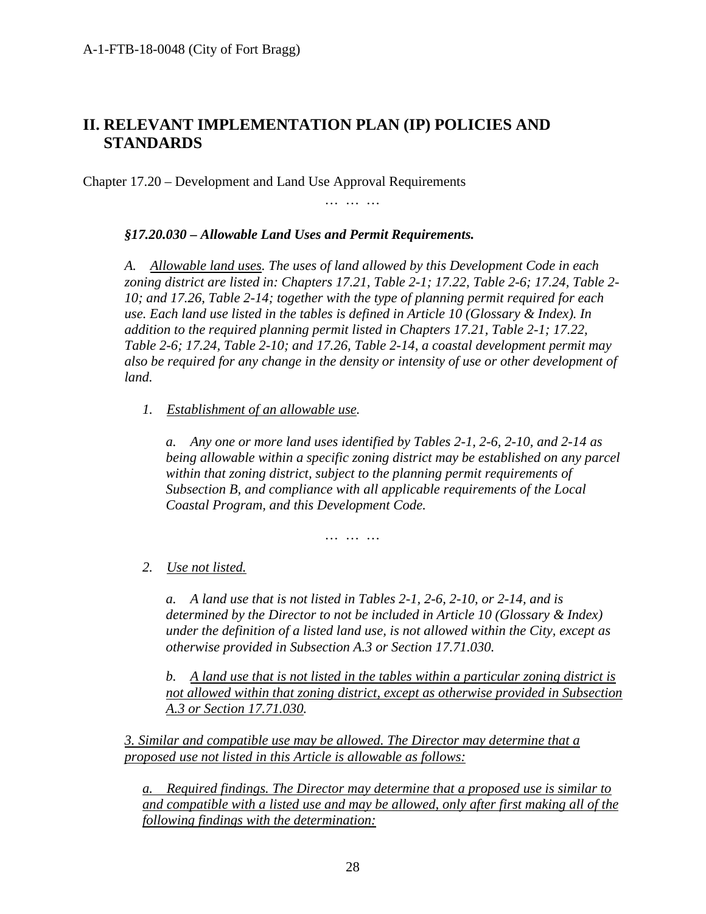## II. RELEVANT IMPLEMENTATION PLAN (IP) POLICIES AND STANDARDS

Chapter 17.20 – Development and Land Use Approval Requirements

… … …

***§17.20.030 – Allowable Land Uses and Permit Requirements.***

*A. <u>Allowable land uses</u>. The uses of land allowed by this Development Code in each zoning district are listed in: Chapters 17.21, Table 2-1; 17.22, Table 2-6; 17.24, Table 2-10; and 17.26, Table 2-14; together with the type of planning permit required for each use. Each land use listed in the tables is defined in Article 10 (Glossary & Index). In addition to the required planning permit listed in Chapters 17.21, Table 2-1; 17.22, Table 2-6; 17.24, Table 2-10; and 17.26, Table 2-14, a coastal development permit may also be required for any change in the density or intensity of use or other development of land.*

*1. <u>Establishment of an allowable use</u>.*

*a. Any one or more land uses identified by Tables 2-1, 2-6, 2-10, and 2-14 as being allowable within a specific zoning district may be established on any parcel within that zoning district, subject to the planning permit requirements of Subsection B, and compliance with all applicable requirements of the Local Coastal Program, and this Development Code.*

… … …

*2. <u>Use not listed.</u>*

*a. A land use that is not listed in Tables 2-1, 2-6, 2-10, or 2-14, and is determined by the Director to not be included in Article 10 (Glossary & Index) under the definition of a listed land use, is not allowed within the City, except as otherwise provided in Subsection A.3 or Section 17.71.030.*

*b. <u>A land use that is not listed in the tables within a particular zoning district is not allowed within that zoning district, except as otherwise provided in Subsection A.3 or Section 17.71.030.</u>*

*<u>3. Similar and compatible use may be allowed. The Director may determine that a proposed use not listed in this Article is allowable as follows:</u>*

*<u>a. Required findings. The Director may determine that a proposed use is similar to and compatible with a listed use and may be allowed, only after first making all of the following findings with the determination:</u>*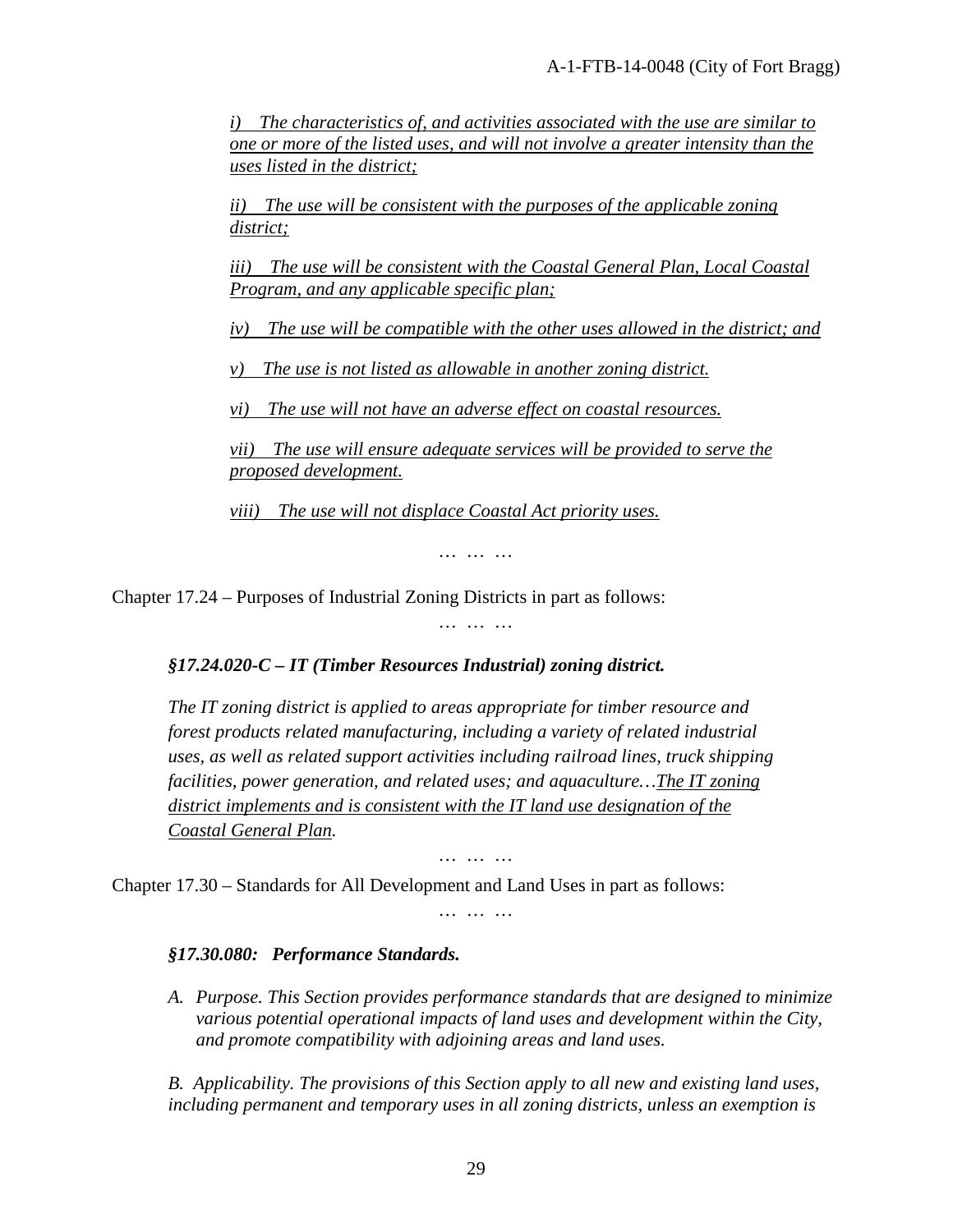*<u>i) The characteristics of, and activities associated with the use are similar to one or more of the listed uses, and will not involve a greater intensity than the uses listed in the district;</u>*

*<u>ii) The use will be consistent with the purposes of the applicable zoning district;</u>*

*<u>iii) The use will be consistent with the Coastal General Plan, Local Coastal Program, and any applicable specific plan;</u>*

*<u>iv) The use will be compatible with the other uses allowed in the district; and</u>*

*<u>v) The use is not listed as allowable in another zoning district.</u>*

*<u>vi) The use will not have an adverse effect on coastal resources.</u>*

*<u>vii) The use will ensure adequate services will be provided to serve the proposed development.</u>*

*<u>viii) The use will not displace Coastal Act priority uses.</u>*

… … …

Chapter 17.24 – Purposes of Industrial Zoning Districts in part as follows:

… … …

***§17.24.020-C – IT (Timber Resources Industrial) zoning district.***

*The IT zoning district is applied to areas appropriate for timber resource and forest products related manufacturing, including a variety of related industrial uses, as well as related support activities including railroad lines, truck shipping facilities, power generation, and related uses; and aquaculture…<u>The IT zoning district implements and is consistent with the IT land use designation of the Coastal General Plan</u>.*

… … …

Chapter 17.30 – Standards for All Development and Land Uses in part as follows:

… … …

***§17.30.080: Performance Standards.***

*A. Purpose. This Section provides performance standards that are designed to minimize various potential operational impacts of land uses and development within the City, and promote compatibility with adjoining areas and land uses.*

*B. Applicability. The provisions of this Section apply to all new and existing land uses, including permanent and temporary uses in all zoning districts, unless an exemption is*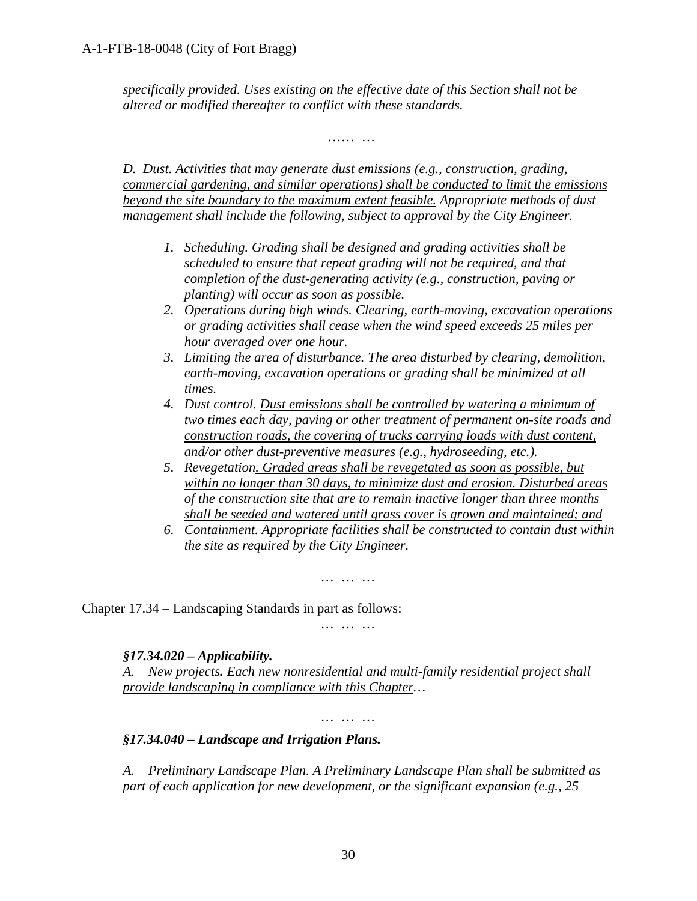*specifically provided. Uses existing on the effective date of this Section shall not be altered or modified thereafter to conflict with these standards.*

…… …

*D. Dust. Activities that may generate dust emissions (e.g., construction, grading, commercial gardening, and similar operations) shall be conducted to limit the emissions beyond the site boundary to the maximum extent feasible. Appropriate methods of dust management shall include the following, subject to approval by the City Engineer.*

1. *Scheduling. Grading shall be designed and grading activities shall be scheduled to ensure that repeat grading will not be required, and that completion of the dust-generating activity (e.g., construction, paving or planting) will occur as soon as possible.*
2. *Operations during high winds. Clearing, earth-moving, excavation operations or grading activities shall cease when the wind speed exceeds 25 miles per hour averaged over one hour.*
3. *Limiting the area of disturbance. The area disturbed by clearing, demolition, earth-moving, excavation operations or grading shall be minimized at all times.*
4. *Dust control. Dust emissions shall be controlled by watering a minimum of two times each day, paving or other treatment of permanent on-site roads and construction roads, the covering of trucks carrying loads with dust content, and/or other dust-preventive measures (e.g., hydroseeding, etc.).*
5. *Revegetation. Graded areas shall be revegetated as soon as possible, but within no longer than 30 days, to minimize dust and erosion. Disturbed areas of the construction site that are to remain inactive longer than three months shall be seeded and watered until grass cover is grown and maintained; and*
6. *Containment. Appropriate facilities shall be constructed to contain dust within the site as required by the City Engineer.*

… … …

Chapter 17.34 – Landscaping Standards in part as follows:

… … …

***§17.34.020 – Applicability.***

*A. New projects. Each new nonresidential and multi-family residential project shall provide landscaping in compliance with this Chapter…*

… … …

***§17.34.040 – Landscape and Irrigation Plans.***

*A. Preliminary Landscape Plan. A Preliminary Landscape Plan shall be submitted as part of each application for new development, or the significant expansion (e.g., 25*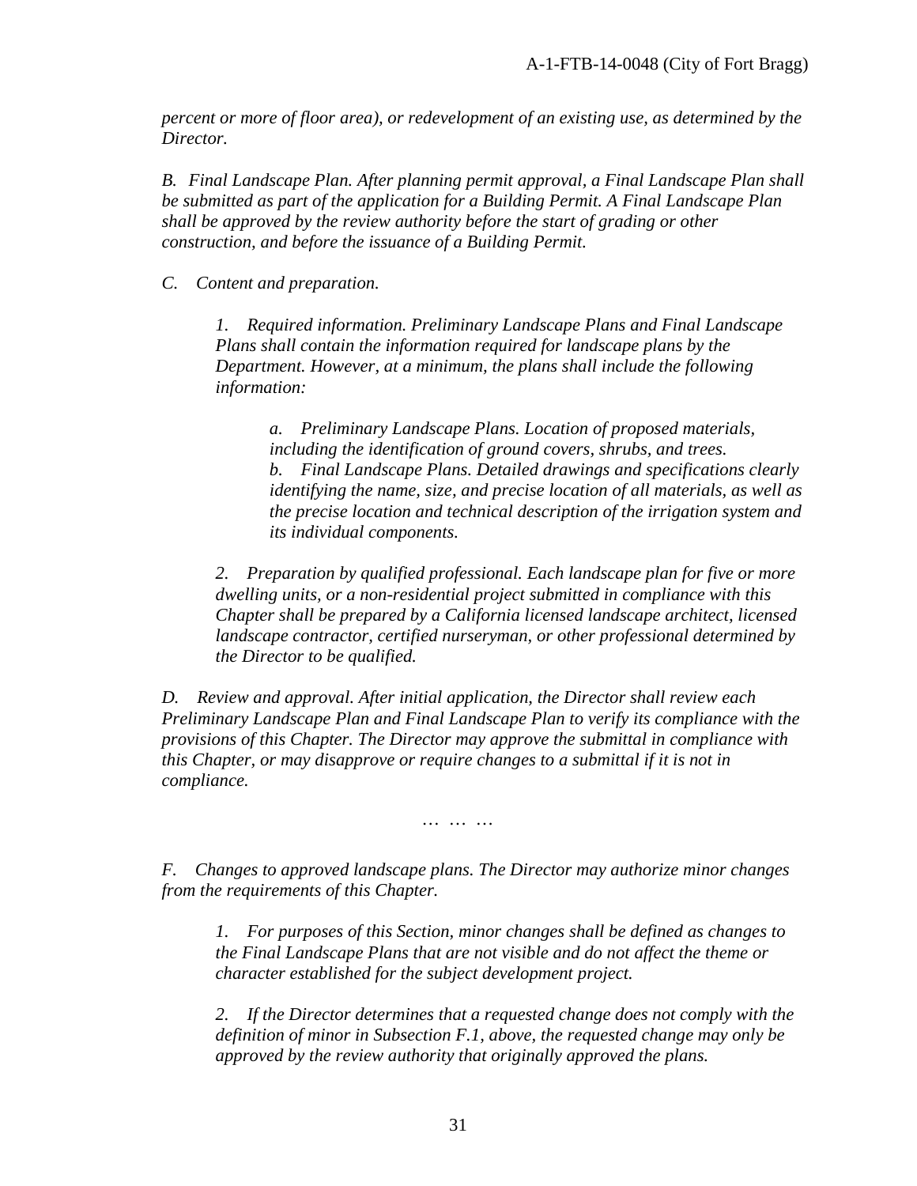*percent or more of floor area), or redevelopment of an existing use, as determined by the Director.*

*B. Final Landscape Plan. After planning permit approval, a Final Landscape Plan shall be submitted as part of the application for a Building Permit. A Final Landscape Plan shall be approved by the review authority before the start of grading or other construction, and before the issuance of a Building Permit.*

*C. Content and preparation.*

> *1. Required information. Preliminary Landscape Plans and Final Landscape Plans shall contain the information required for landscape plans by the Department. However, at a minimum, the plans shall include the following information:*
>
> > *a. Preliminary Landscape Plans. Location of proposed materials, including the identification of ground covers, shrubs, and trees.*
> > *b. Final Landscape Plans. Detailed drawings and specifications clearly identifying the name, size, and precise location of all materials, as well as the precise location and technical description of the irrigation system and its individual components.*
>
> *2. Preparation by qualified professional. Each landscape plan for five or more dwelling units, or a non-residential project submitted in compliance with this Chapter shall be prepared by a California licensed landscape architect, licensed landscape contractor, certified nurseryman, or other professional determined by the Director to be qualified.*

*D. Review and approval. After initial application, the Director shall review each Preliminary Landscape Plan and Final Landscape Plan to verify its compliance with the provisions of this Chapter. The Director may approve the submittal in compliance with this Chapter, or may disapprove or require changes to a submittal if it is not in compliance.*

*… … …*

*F. Changes to approved landscape plans. The Director may authorize minor changes from the requirements of this Chapter.*

> *1. For purposes of this Section, minor changes shall be defined as changes to the Final Landscape Plans that are not visible and do not affect the theme or character established for the subject development project.*
>
> *2. If the Director determines that a requested change does not comply with the definition of minor in Subsection F.1, above, the requested change may only be approved by the review authority that originally approved the plans.*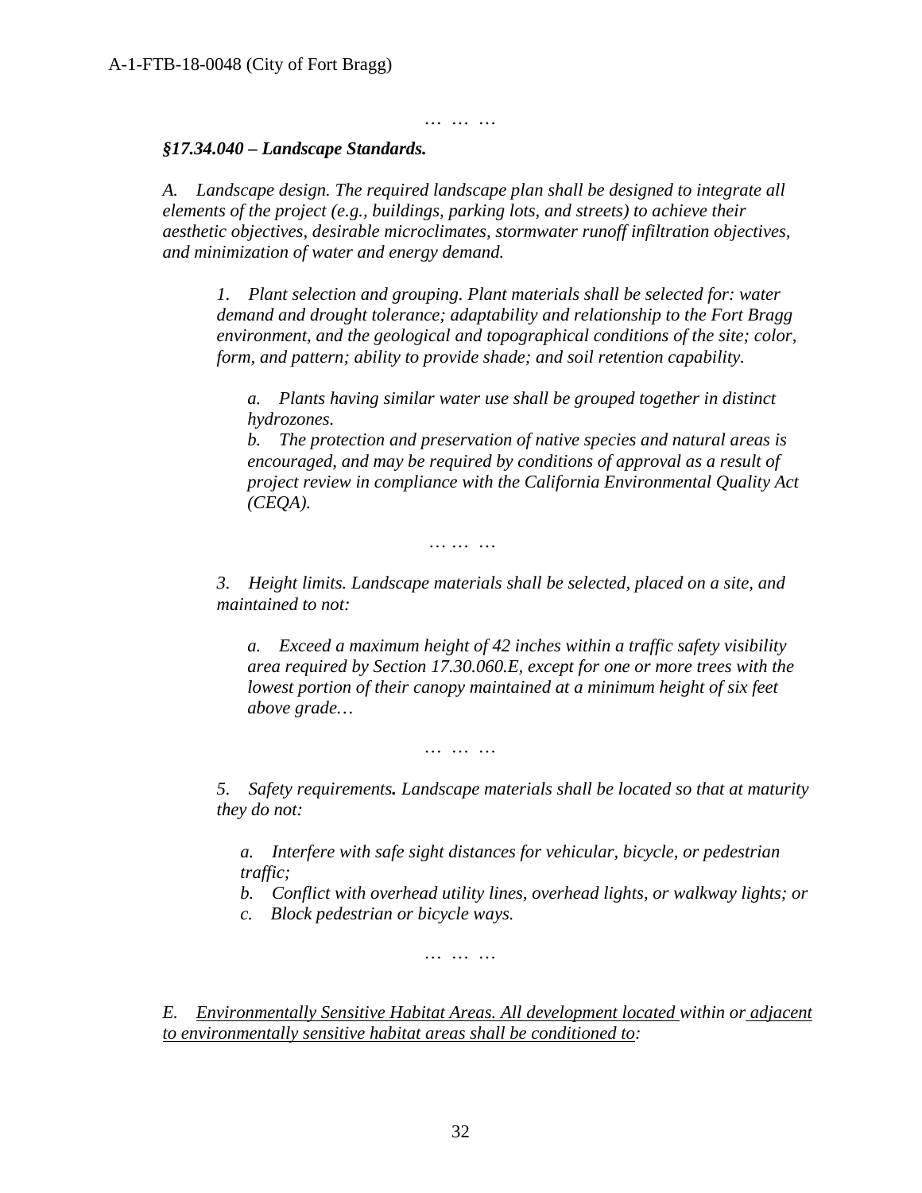… … …

***§17.34.040 – Landscape Standards.***

*A. Landscape design. The required landscape plan shall be designed to integrate all elements of the project (e.g., buildings, parking lots, and streets) to achieve their aesthetic objectives, desirable microclimates, stormwater runoff infiltration objectives, and minimization of water and energy demand.*

> *1. Plant selection and grouping. Plant materials shall be selected for: water demand and drought tolerance; adaptability and relationship to the Fort Bragg environment, and the geological and topographical conditions of the site; color, form, and pattern; ability to provide shade; and soil retention capability.*
>
> > *a. Plants having similar water use shall be grouped together in distinct hydrozones.*
> > *b. The protection and preservation of native species and natural areas is encouraged, and may be required by conditions of approval as a result of project review in compliance with the California Environmental Quality Act (CEQA).*
>
> … … …
>
> *3. Height limits. Landscape materials shall be selected, placed on a site, and maintained to not:*
>
> > *a. Exceed a maximum height of 42 inches within a traffic safety visibility area required by Section 17.30.060.E, except for one or more trees with the lowest portion of their canopy maintained at a minimum height of six feet above grade…*
>
> … … …
>
> *5. Safety requirements. Landscape materials shall be located so that at maturity they do not:*
>
> > *a. Interfere with safe sight distances for vehicular, bicycle, or pedestrian traffic;*
> > *b. Conflict with overhead utility lines, overhead lights, or walkway lights; or*
> > *c. Block pedestrian or bicycle ways.*
>
> … … …

*E. <u>Environmentally Sensitive Habitat Areas. All development located</u> within or <u>adjacent to environmentally sensitive habitat areas shall be conditioned to</u>:*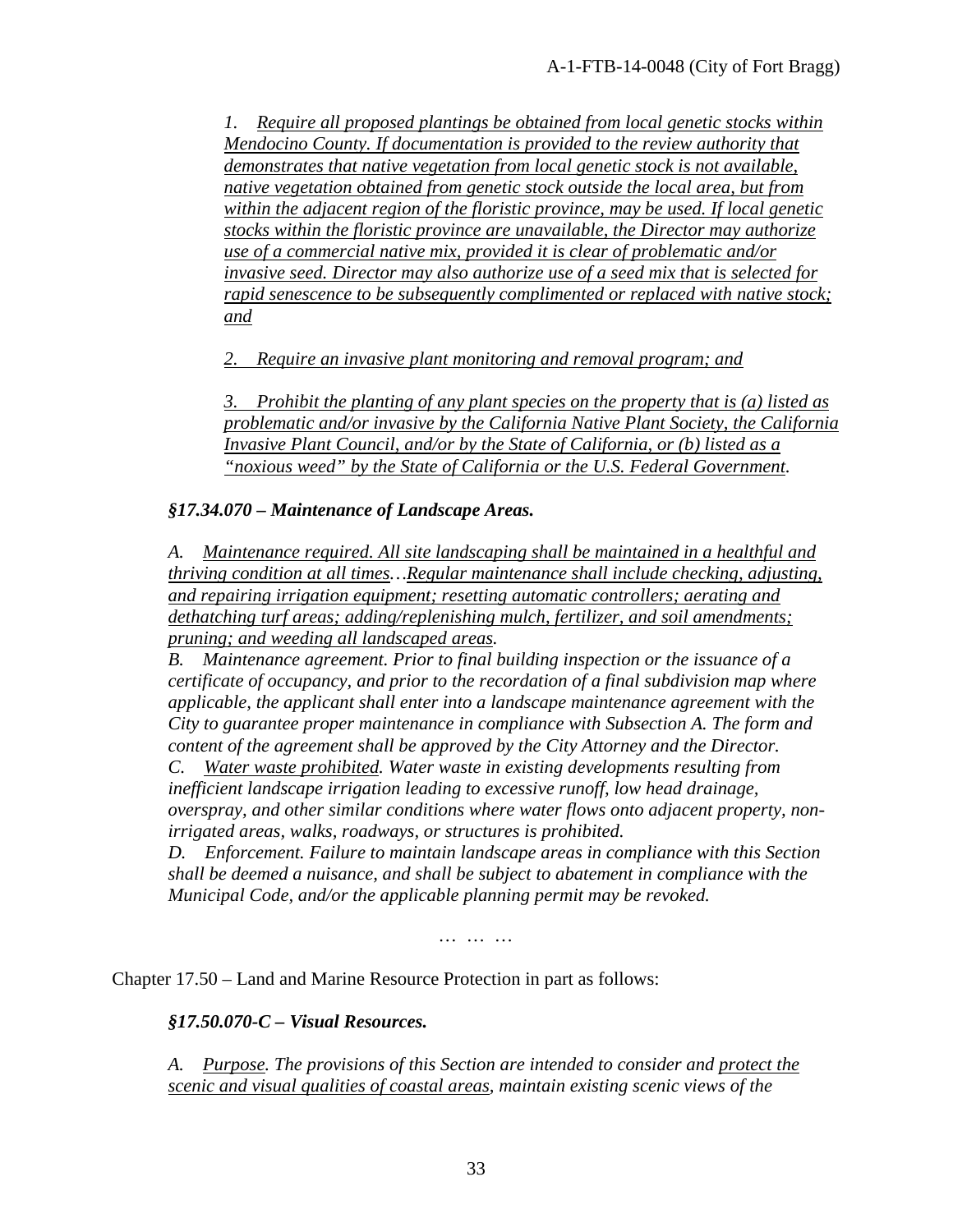*1. Require all proposed plantings be obtained from local genetic stocks within Mendocino County. If documentation is provided to the review authority that demonstrates that native vegetation from local genetic stock is not available, native vegetation obtained from genetic stock outside the local area, but from within the adjacent region of the floristic province, may be used. If local genetic stocks within the floristic province are unavailable, the Director may authorize use of a commercial native mix, provided it is clear of problematic and/or invasive seed. Director may also authorize use of a seed mix that is selected for rapid senescence to be subsequently complimented or replaced with native stock; and*

*2. Require an invasive plant monitoring and removal program; and*

*3. Prohibit the planting of any plant species on the property that is (a) listed as problematic and/or invasive by the California Native Plant Society, the California Invasive Plant Council, and/or by the State of California, or (b) listed as a "noxious weed" by the State of California or the U.S. Federal Government.*

***§17.34.070 – Maintenance of Landscape Areas.***

*A. Maintenance required. All site landscaping shall be maintained in a healthful and thriving condition at all times…Regular maintenance shall include checking, adjusting, and repairing irrigation equipment; resetting automatic controllers; aerating and dethatching turf areas; adding/replenishing mulch, fertilizer, and soil amendments; pruning; and weeding all landscaped areas.*

*B. Maintenance agreement. Prior to final building inspection or the issuance of a certificate of occupancy, and prior to the recordation of a final subdivision map where applicable, the applicant shall enter into a landscape maintenance agreement with the City to guarantee proper maintenance in compliance with Subsection A. The form and content of the agreement shall be approved by the City Attorney and the Director.*

*C. Water waste prohibited. Water waste in existing developments resulting from inefficient landscape irrigation leading to excessive runoff, low head drainage, overspray, and other similar conditions where water flows onto adjacent property, non-irrigated areas, walks, roadways, or structures is prohibited.*

*D. Enforcement. Failure to maintain landscape areas in compliance with this Section shall be deemed a nuisance, and shall be subject to abatement in compliance with the Municipal Code, and/or the applicable planning permit may be revoked.*

… … …

Chapter 17.50 – Land and Marine Resource Protection in part as follows:

***§17.50.070-C – Visual Resources.***

*A. Purpose. The provisions of this Section are intended to consider and protect the scenic and visual qualities of coastal areas, maintain existing scenic views of the*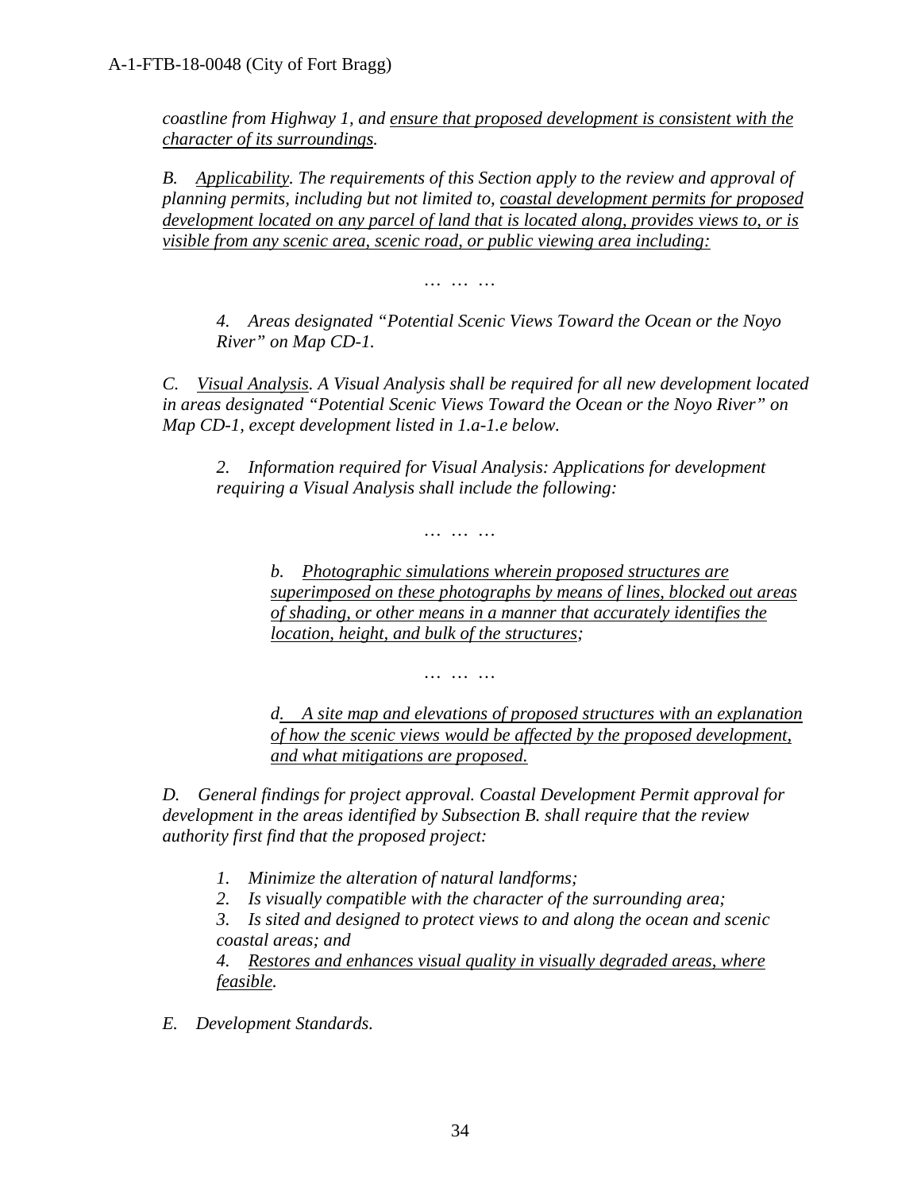*coastline from Highway 1, and <u>ensure that proposed development is consistent with the character of its surroundings</u>.*

*B. <u>Applicability</u>. The requirements of this Section apply to the review and approval of planning permits, including but not limited to, <u>coastal development permits for proposed development located on any parcel of land that is located along, provides views to, or is visible from any scenic area, scenic road, or public viewing area including:</u>*

… … …

> *4. Areas designated "Potential Scenic Views Toward the Ocean or the Noyo River" on Map CD-1.*

*C. <u>Visual Analysis</u>. A Visual Analysis shall be required for all new development located in areas designated "Potential Scenic Views Toward the Ocean or the Noyo River" on Map CD-1, except development listed in 1.a-1.e below.*

> *2. Information required for Visual Analysis: Applications for development requiring a Visual Analysis shall include the following:*

… … …

>> *b. <u>Photographic simulations wherein proposed structures are superimposed on these photographs by means of lines, blocked out areas of shading, or other means in a manner that accurately identifies the location, height, and bulk of the structures</u>;*

… … …

>> *d. <u>A site map and elevations of proposed structures with an explanation of how the scenic views would be affected by the proposed development, and what mitigations are proposed.</u>*

*D. General findings for project approval. Coastal Development Permit approval for development in the areas identified by Subsection B. shall require that the review authority first find that the proposed project:*

> *1. Minimize the alteration of natural landforms;*
> *2. Is visually compatible with the character of the surrounding area;*
> *3. Is sited and designed to protect views to and along the ocean and scenic coastal areas; and*
> *4. <u>Restores and enhances visual quality in visually degraded areas, where feasible</u>.*

*E. Development Standards.*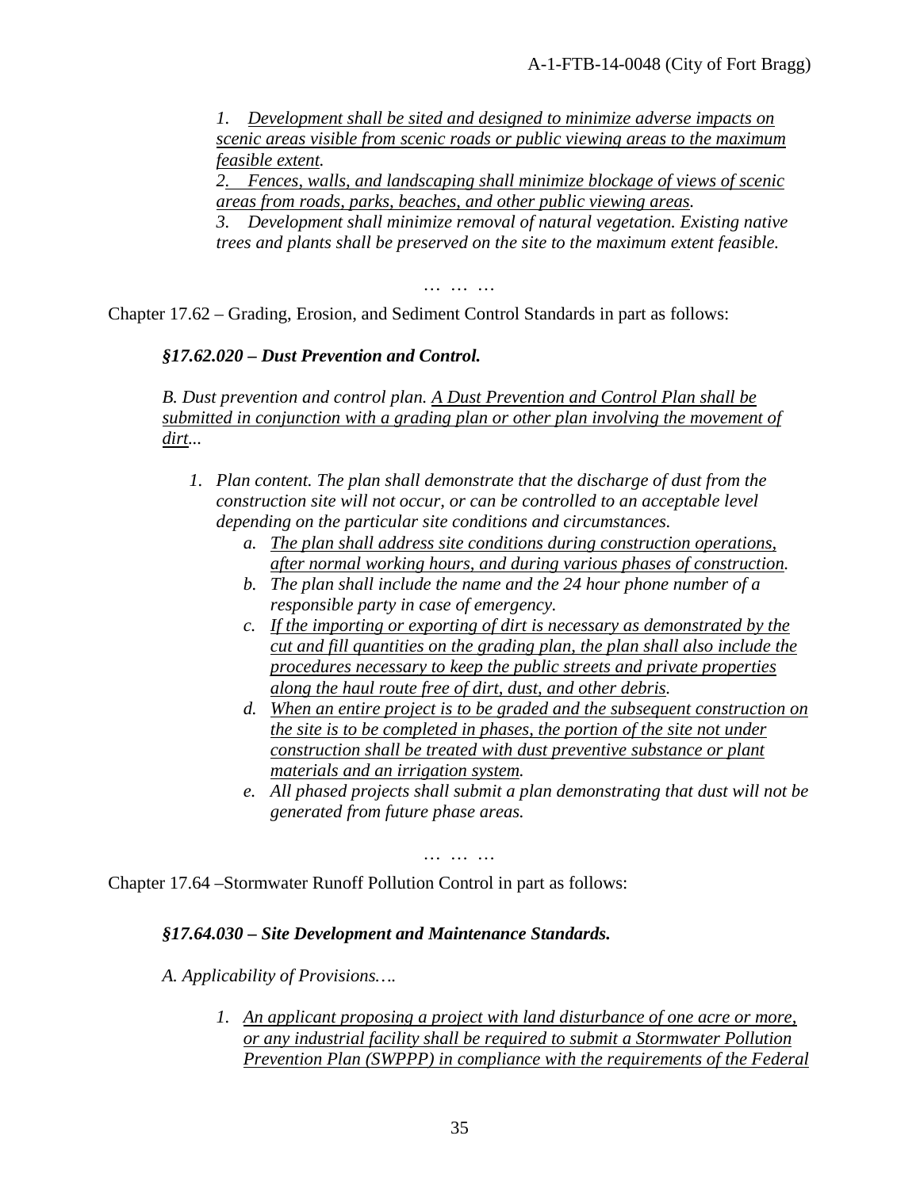*1. <u>Development shall be sited and designed to minimize adverse impacts on scenic areas visible from scenic roads or public viewing areas to the maximum feasible extent</u>.*
*2. <u>Fences, walls, and landscaping shall minimize blockage of views of scenic areas from roads, parks, beaches, and other public viewing areas</u>.*
*3. Development shall minimize removal of natural vegetation. Existing native trees and plants shall be preserved on the site to the maximum extent feasible.*

*… … …*

Chapter 17.62 – Grading, Erosion, and Sediment Control Standards in part as follows:

***§17.62.020 – Dust Prevention and Control.***

*B. Dust prevention and control plan. <u>A Dust Prevention and Control Plan shall be submitted in conjunction with a grading plan or other plan involving the movement of dirt</u>...*

1. *Plan content. The plan shall demonstrate that the discharge of dust from the construction site will not occur, or can be controlled to an acceptable level depending on the particular site conditions and circumstances.*
   a. *<u>The plan shall address site conditions during construction operations, after normal working hours, and during various phases of construction</u>.*
   b. *The plan shall include the name and the 24 hour phone number of a responsible party in case of emergency.*
   c. *<u>If the importing or exporting of dirt is necessary as demonstrated by the cut and fill quantities on the grading plan, the plan shall also include the procedures necessary to keep the public streets and private properties along the haul route free of dirt, dust, and other debris</u>.*
   d. *<u>When an entire project is to be graded and the subsequent construction on the site is to be completed in phases, the portion of the site not under construction shall be treated with dust preventive substance or plant materials and an irrigation system</u>.*
   e. *All phased projects shall submit a plan demonstrating that dust will not be generated from future phase areas.*

*… … …*

Chapter 17.64 –Stormwater Runoff Pollution Control in part as follows:

***§17.64.030 – Site Development and Maintenance Standards.***

*A. Applicability of Provisions….*

1. *<u>An applicant proposing a project with land disturbance of one acre or more, or any industrial facility shall be required to submit a Stormwater Pollution Prevention Plan (SWPPP) in compliance with the requirements of the Federal</u>*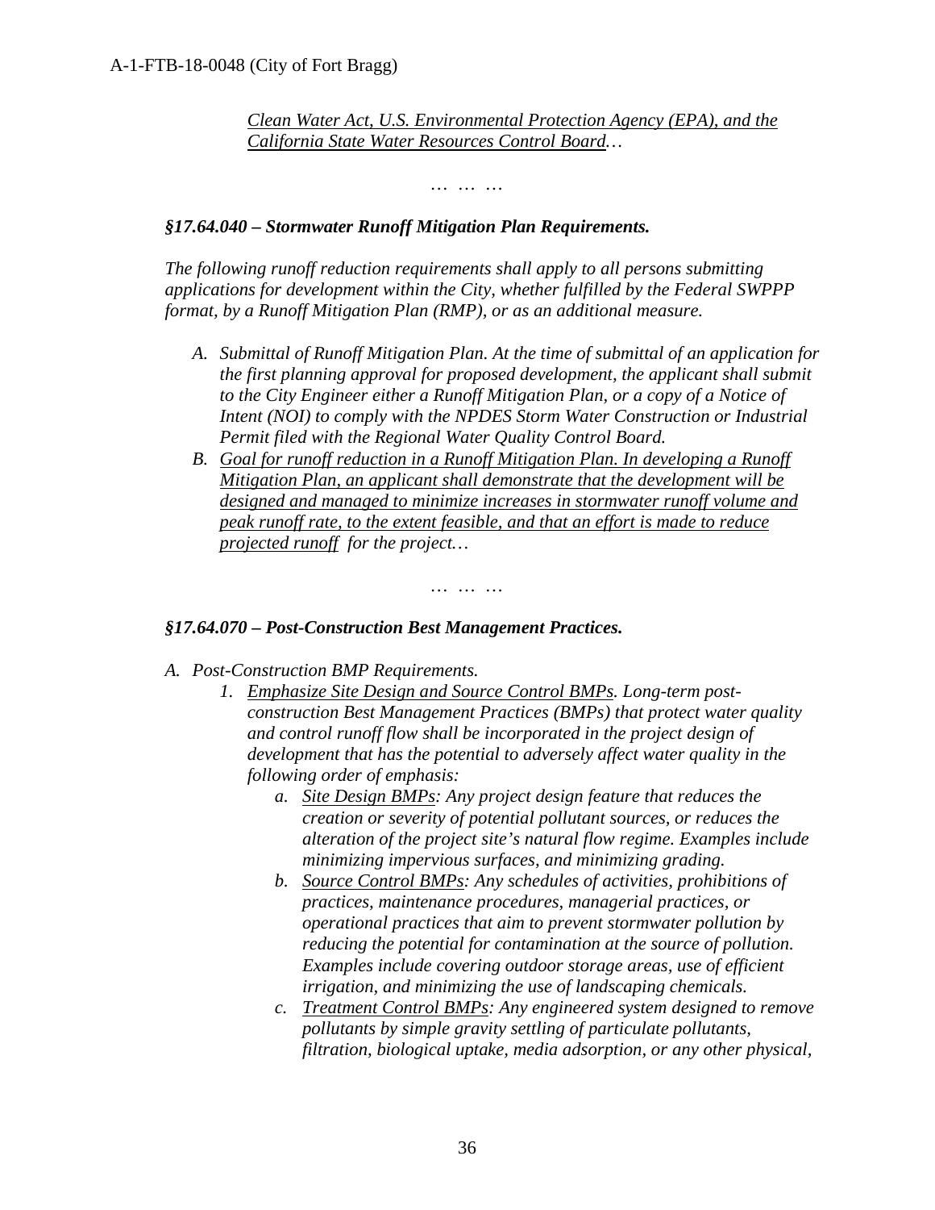*<u>Clean Water Act, U.S. Environmental Protection Agency (EPA), and the California State Water Resources Control Board</u>…*

*… … …*

***§17.64.040 – Stormwater Runoff Mitigation Plan Requirements.***

*The following runoff reduction requirements shall apply to all persons submitting applications for development within the City, whether fulfilled by the Federal SWPPP format, by a Runoff Mitigation Plan (RMP), or as an additional measure.*

*A. Submittal of Runoff Mitigation Plan. At the time of submittal of an application for the first planning approval for proposed development, the applicant shall submit to the City Engineer either a Runoff Mitigation Plan, or a copy of a Notice of Intent (NOI) to comply with the NPDES Storm Water Construction or Industrial Permit filed with the Regional Water Quality Control Board.*

*B. <u>Goal for runoff reduction in a Runoff Mitigation Plan. In developing a Runoff Mitigation Plan, an applicant shall demonstrate that the development will be designed and managed to minimize increases in stormwater runoff volume and peak runoff rate, to the extent feasible, and that an effort is made to reduce projected runoff</u> for the project…*

*… … …*

***§17.64.070 – Post-Construction Best Management Practices.***

*A. Post-Construction BMP Requirements.*

*1. <u>Emphasize Site Design and Source Control BMPs</u>. Long-term post-construction Best Management Practices (BMPs) that protect water quality and control runoff flow shall be incorporated in the project design of development that has the potential to adversely affect water quality in the following order of emphasis:*

*a. <u>Site Design BMPs</u>: Any project design feature that reduces the creation or severity of potential pollutant sources, or reduces the alteration of the project site's natural flow regime. Examples include minimizing impervious surfaces, and minimizing grading.*

*b. <u>Source Control BMPs</u>: Any schedules of activities, prohibitions of practices, maintenance procedures, managerial practices, or operational practices that aim to prevent stormwater pollution by reducing the potential for contamination at the source of pollution. Examples include covering outdoor storage areas, use of efficient irrigation, and minimizing the use of landscaping chemicals.*

*c. <u>Treatment Control BMPs</u>: Any engineered system designed to remove pollutants by simple gravity settling of particulate pollutants, filtration, biological uptake, media adsorption, or any other physical,*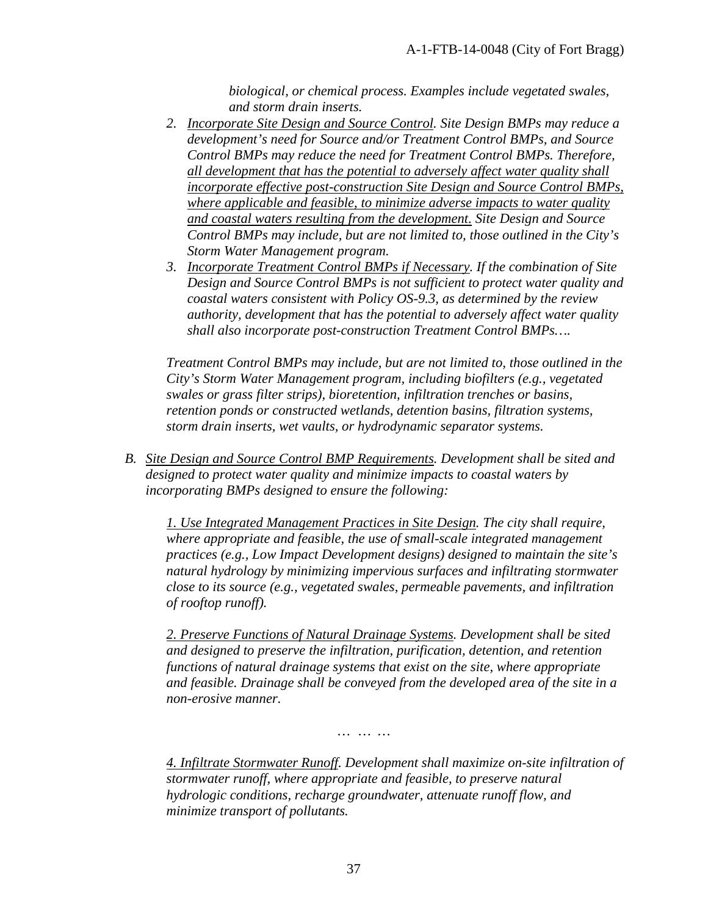*biological, or chemical process. Examples include vegetated swales, and storm drain inserts.*

2. *<u>Incorporate Site Design and Source Control</u>. Site Design BMPs may reduce a development's need for Source and/or Treatment Control BMPs, and Source Control BMPs may reduce the need for Treatment Control BMPs. Therefore, <u>all development that has the potential to adversely affect water quality shall incorporate effective post-construction Site Design and Source Control BMPs, where applicable and feasible, to minimize adverse impacts to water quality and coastal waters resulting from the development.</u> Site Design and Source Control BMPs may include, but are not limited to, those outlined in the City's Storm Water Management program.*
3. *<u>Incorporate Treatment Control BMPs if Necessary</u>. If the combination of Site Design and Source Control BMPs is not sufficient to protect water quality and coastal waters consistent with Policy OS-9.3, as determined by the review authority, development that has the potential to adversely affect water quality shall also incorporate post-construction Treatment Control BMPs….*

*Treatment Control BMPs may include, but are not limited to, those outlined in the City's Storm Water Management program, including biofilters (e.g., vegetated swales or grass filter strips), bioretention, infiltration trenches or basins, retention ponds or constructed wetlands, detention basins, filtration systems, storm drain inserts, wet vaults, or hydrodynamic separator systems.*

B. *<u>Site Design and Source Control BMP Requirements</u>. Development shall be sited and designed to protect water quality and minimize impacts to coastal waters by incorporating BMPs designed to ensure the following:*

*<u>1. Use Integrated Management Practices in Site Design</u>. The city shall require, where appropriate and feasible, the use of small-scale integrated management practices (e.g., Low Impact Development designs) designed to maintain the site's natural hydrology by minimizing impervious surfaces and infiltrating stormwater close to its source (e.g., vegetated swales, permeable pavements, and infiltration of rooftop runoff).*

*<u>2. Preserve Functions of Natural Drainage Systems</u>. Development shall be sited and designed to preserve the infiltration, purification, detention, and retention functions of natural drainage systems that exist on the site, where appropriate and feasible. Drainage shall be conveyed from the developed area of the site in a non-erosive manner.*

*… … …*

*<u>4. Infiltrate Stormwater Runoff</u>. Development shall maximize on-site infiltration of stormwater runoff, where appropriate and feasible, to preserve natural hydrologic conditions, recharge groundwater, attenuate runoff flow, and minimize transport of pollutants.*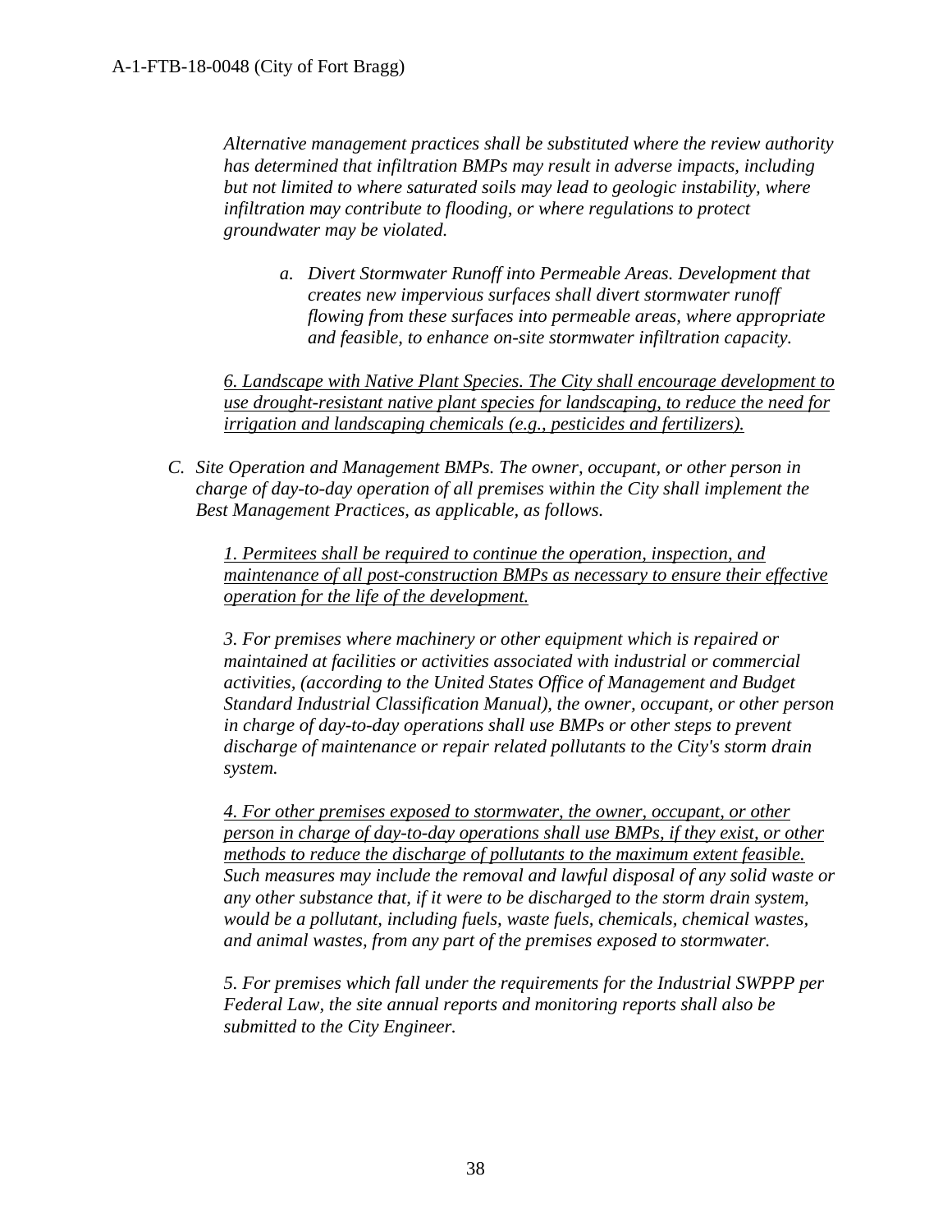*Alternative management practices shall be substituted where the review authority has determined that infiltration BMPs may result in adverse impacts, including but not limited to where saturated soils may lead to geologic instability, where infiltration may contribute to flooding, or where regulations to protect groundwater may be violated.*

*a. Divert Stormwater Runoff into Permeable Areas. Development that creates new impervious surfaces shall divert stormwater runoff flowing from these surfaces into permeable areas, where appropriate and feasible, to enhance on-site stormwater infiltration capacity.*

<u>*6. Landscape with Native Plant Species. The City shall encourage development to use drought-resistant native plant species for landscaping, to reduce the need for irrigation and landscaping chemicals (e.g., pesticides and fertilizers).*</u>

*C. Site Operation and Management BMPs. The owner, occupant, or other person in charge of day-to-day operation of all premises within the City shall implement the Best Management Practices, as applicable, as follows.*

<u>*1. Permitees shall be required to continue the operation, inspection, and maintenance of all post-construction BMPs as necessary to ensure their effective operation for the life of the development.*</u>

*3. For premises where machinery or other equipment which is repaired or maintained at facilities or activities associated with industrial or commercial activities, (according to the United States Office of Management and Budget Standard Industrial Classification Manual), the owner, occupant, or other person in charge of day-to-day operations shall use BMPs or other steps to prevent discharge of maintenance or repair related pollutants to the City's storm drain system.*

<u>*4. For other premises exposed to stormwater, the owner, occupant, or other person in charge of day-to-day operations shall use BMPs, if they exist, or other methods to reduce the discharge of pollutants to the maximum extent feasible.*</u> *Such measures may include the removal and lawful disposal of any solid waste or any other substance that, if it were to be discharged to the storm drain system, would be a pollutant, including fuels, waste fuels, chemicals, chemical wastes, and animal wastes, from any part of the premises exposed to stormwater.*

*5. For premises which fall under the requirements for the Industrial SWPPP per Federal Law, the site annual reports and monitoring reports shall also be submitted to the City Engineer.*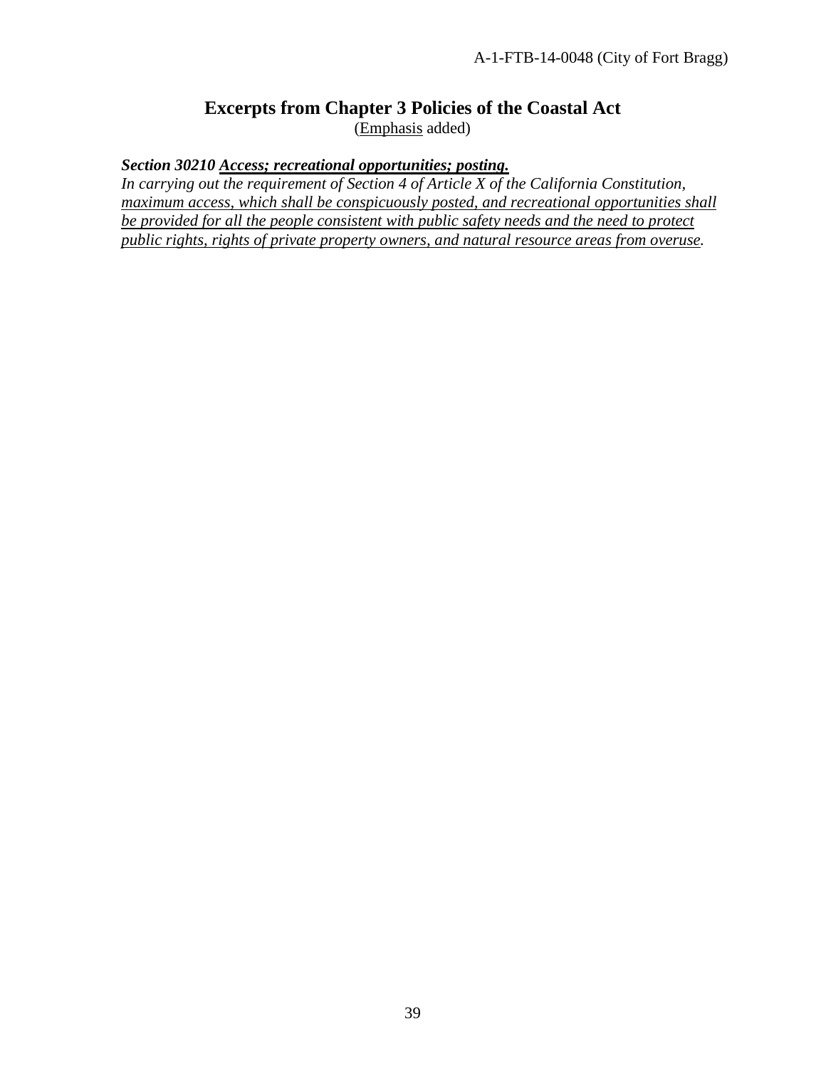# Excerpts from Chapter 3 Policies of the Coastal Act

(<u>Emphasis</u> added)

***Section 30210 <u>Access; recreational opportunities; posting.</u>***

*In carrying out the requirement of Section 4 of Article X of the California Constitution, <u>maximum access, which shall be conspicuously posted, and recreational opportunities shall be provided for all the people consistent with public safety needs and the need to protect public rights, rights of private property owners, and natural resource areas from overuse</u>.*